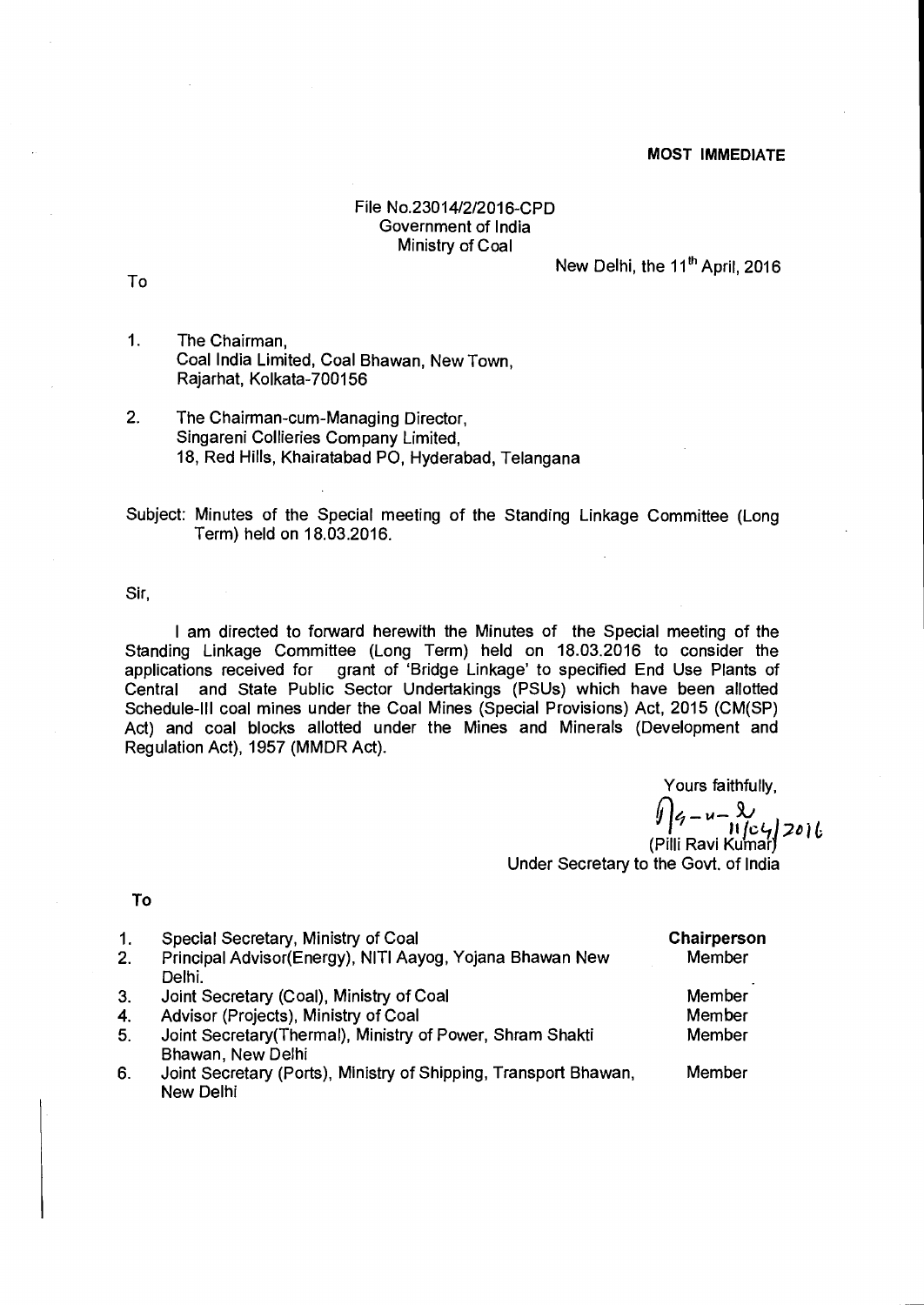**MOST IMMEDIATE**

File No.23014/2/2016-CPD
Government of India
Ministry of Coal

New Delhi, the 11th April, 2016

To

1. The Chairman,
   Coal India Limited, Coal Bhawan, New Town,
   Rajarhat, Kolkata-700156

2. The Chairman-cum-Managing Director,
   Singareni Collieries Company Limited,
   18, Red Hills, Khairatabad PO, Hyderabad, Telangana

Subject: Minutes of the Special meeting of the Standing Linkage Committee (Long Term) held on 18.03.2016.

Sir,

I am directed to forward herewith the Minutes of the Special meeting of the Standing Linkage Committee (Long Term) held on 18.03.2016 to consider the applications received for grant of 'Bridge Linkage' to specified End Use Plants of Central and State Public Sector Undertakings (PSUs) which have been allotted Schedule-III coal mines under the Coal Mines (Special Provisions) Act, 2015 (CM(SP) Act) and coal blocks allotted under the Mines and Minerals (Development and Regulation Act), 1957 (MMDR Act).

Yours faithfully,

11/04/2016
(Pilli Ravi Kumar)
Under Secretary to the Govt. of India

**To**

| | | |
|---|---|---|
| 1. | Special Secretary, Ministry of Coal | **Chairperson** |
| 2. | Principal Advisor(Energy), NITI Aayog, Yojana Bhawan New Delhi. | Member |
| 3. | Joint Secretary (Coal), Ministry of Coal | Member |
| 4. | Advisor (Projects), Ministry of Coal | Member |
| 5. | Joint Secretary(Thermal), Ministry of Power, Shram Shakti Bhawan, New Delhi | Member |
| 6. | Joint Secretary (Ports), Ministry of Shipping, Transport Bhawan, New Delhi | Member |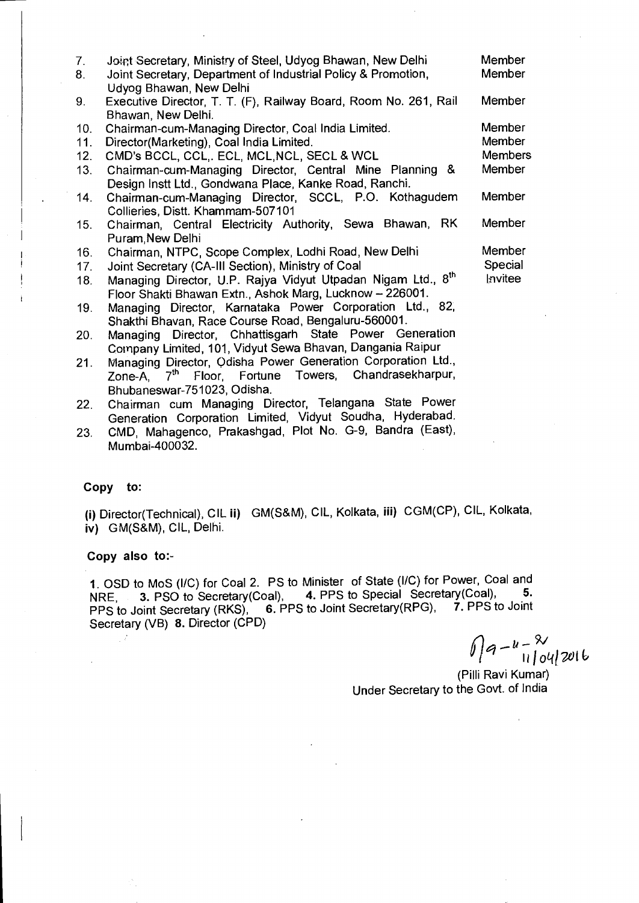| | | |
|---|---|---|
| 7. | Joint Secretary, Ministry of Steel, Udyog Bhawan, New Delhi | Member |
| 8. | Joint Secretary, Department of Industrial Policy & Promotion, Udyog Bhawan, New Delhi | Member |
| 9. | Executive Director, T. T. (F), Railway Board, Room No. 261, Rail Bhawan, New Delhi. | Member |
| 10. | Chairman-cum-Managing Director, Coal India Limited. | Member |
| 11. | Director(Marketing), Coal India Limited. | Member |
| 12. | CMD's BCCL, CCL,. ECL, MCL,NCL, SECL & WCL | Members |
| 13. | Chairman-cum-Managing Director, Central Mine Planning & Design Instt Ltd., Gondwana Place, Kanke Road, Ranchi. | Member |
| 14. | Chairman-cum-Managing Director, SCCL, P.O. Kothagudem Collieries, Distt. Khammam-507101 | Member |
| 15. | Chairman, Central Electricity Authority, Sewa Bhawan, RK Puram,New Delhi | Member |
| 16. | Chairman, NTPC, Scope Complex, Lodhi Road, New Delhi | Member |
| 17. | Joint Secretary (CA-III Section), Ministry of Coal | Special Invitee |
| 18. | Managing Director, U.P. Rajya Vidyut Utpadan Nigam Ltd., 8th Floor Shakti Bhawan Extn., Ashok Marg, Lucknow – 226001. | |
| 19. | Managing Director, Karnataka Power Corporation Ltd., 82, Shakthi Bhavan, Race Course Road, Bengaluru-560001. | |
| 20. | Managing Director, Chhattisgarh State Power Generation Company Limited, 101, Vidyut Sewa Bhawan, Dangania Raipur | |
| 21. | Managing Director, Odisha Power Generation Corporation Ltd., Zone-A, 7th Floor, Fortune Towers, Chandrasekharpur, Bhubaneswar-751023, Odisha. | |
| 22. | Chairman cum Managing Director, Telangana State Power Generation Corporation Limited, Vidyut Soudha, Hyderabad. | |
| 23. | CMD, Mahagenco, Prakashgad, Plot No. G-9, Bandra (East), Mumbai-400032. | |

**Copy to:**

**(i)** Director(Technical), CIL **ii)** GM(S&M), CIL, Kolkata, **iii)** CGM(CP), CIL, Kolkata, **iv)** GM(S&M), CIL, Delhi.

**Copy also to:-**

**1**. OSD to MoS (I/C) for Coal 2. PS to Minister of State (I/C) for Power, Coal and NRE, **3.** PSO to Secretary(Coal), **4.** PPS to Special Secretary(Coal), **5.** PPS to Joint Secretary (RKS), **6.** PPS to Joint Secretary(RPG), **7.** PPS to Joint Secretary (VB) **8.** Director (CPD)

11/04/2016

(Pilli Ravi Kumar)
Under Secretary to the Govt. of India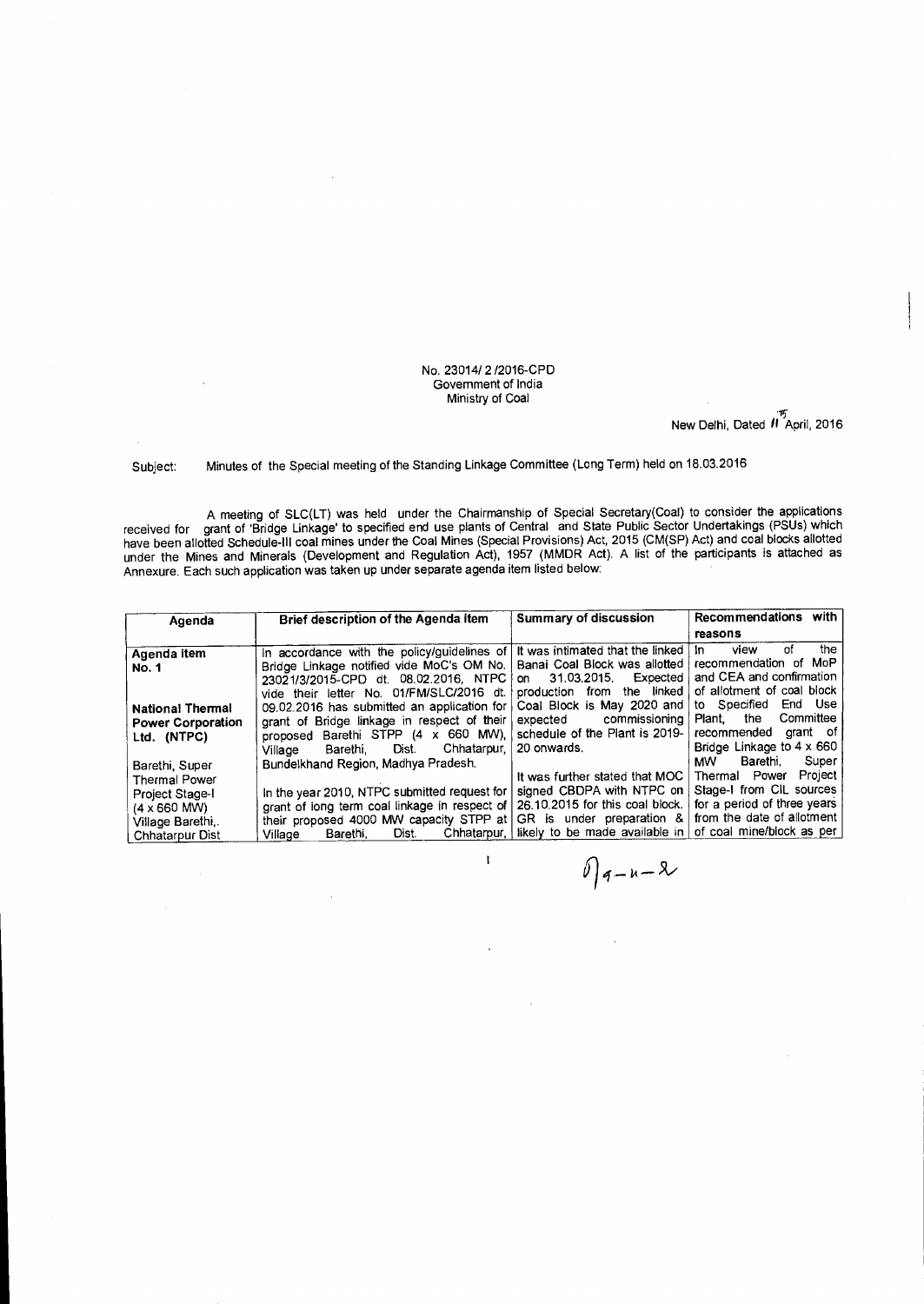No. 23014/ 2 /2016-CPD
Government of India
Ministry of Coal

New Delhi, Dated 11 April, 2016

Subject: Minutes of the Special meeting of the Standing Linkage Committee (Long Term) held on 18.03.2016

A meeting of SLC(LT) was held under the Chairmanship of Special Secretary(Coal) to consider the applications received for grant of 'Bridge Linkage' to specified end use plants of Central and State Public Sector Undertakings (PSUs) which have been allotted Schedule-III coal mines under the Coal Mines (Special Provisions) Act, 2015 (CM(SP) Act) and coal blocks allotted under the Mines and Minerals (Development and Regulation Act), 1957 (MMDR Act). A list of the participants is attached as Annexure. Each such application was taken up under separate agenda item listed below:

| Agenda | Brief description of the Agenda Item | Summary of discussion | Recommendations with reasons |
|---|---|---|---|
| **Agenda item No. 1**<br><br>**National Thermal Power Corporation Ltd. (NTPC)**<br><br>Barethi, Super Thermal Power Project Stage-I (4 x 660 MW) Village Barethi,. Chhatarpur Dist | In accordance with the policy/guidelines of Bridge Linkage notified vide MoC's OM No. 23021/3/2015-CPD dt. 08.02.2016, NTPC vide their letter No. 01/FM/SLC/2016 dt. 09.02.2016 has submitted an application for grant of Bridge linkage in respect of their proposed Barethi STPP (4 x 660 MW), Village Barethi, Dist. Chhatarpur, Bundelkhand Region, Madhya Pradesh.<br><br>In the year 2010, NTPC submitted request for grant of long term coal linkage in respect of their proposed 4000 MW capacity STPP at Village Barethi, Dist. Chhatarpur, | It was intimated that the linked Banai Coal Block was allotted on 31.03.2015. Expected production from the linked Coal Block is May 2020 and expected commissioning schedule of the Plant is 2019-20 onwards.<br><br>It was further stated that MOC signed CBDPA with NTPC on 26.10.2015 for this coal block. GR is under preparation & likely to be made available in | In view of the recommendation of MoP and CEA and confirmation of allotment of coal block to Specified End Use Plant, the Committee recommended grant of Bridge Linkage to 4 x 660 MW Barethi, Super Thermal Power Project Stage-I from CIL sources for a period of three years from the date of allotment of coal mine/block as per |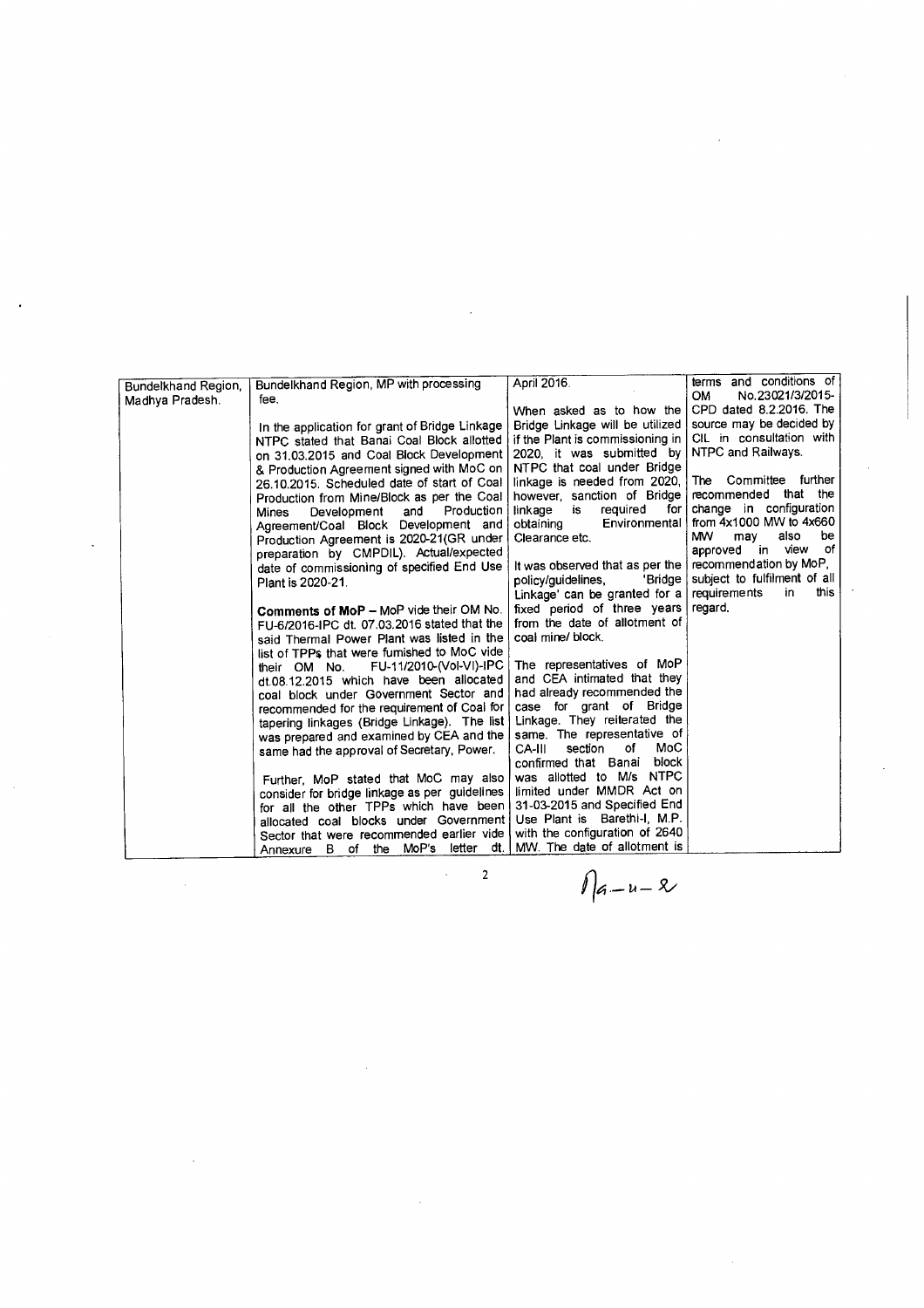| | | | |
|---|---|---|---|
| Bundelkhand Region, Madhya Pradesh. | Bundelkhand Region, MP with processing fee.<br><br>In the application for grant of Bridge Linkage NTPC stated that Banai Coal Block allotted on 31.03.2015 and Coal Block Development & Production Agreement signed with MoC on 26.10.2015. Scheduled date of start of Coal Production from Mine/Block as per the Coal Mines Development and Production Agreement/Coal Block Development and Production Agreement is 2020-21(GR under preparation by CMPDIL). Actual/expected date of commissioning of specified End Use Plant is 2020-21.<br><br>**Comments of MoP** – MoP vide their OM No. FU-6/2016-IPC dt. 07.03.2016 stated that the said Thermal Power Plant was listed in the list of TPPs that were furnished to MoC vide their OM No. FU-11/2010-(Vol-VI)-IPC dt.08.12.2015 which have been allocated coal block under Government Sector and recommended for the requirement of Coal for tapering linkages (Bridge Linkage). The list was prepared and examined by CEA and the same had the approval of Secretary, Power.<br><br>Further, MoP stated that MoC may also consider for bridge linkage as per guidelines for all the other TPPs which have been allocated coal blocks under Government Sector that were recommended earlier vide Annexure B of the MoP's letter dt. | April 2016.<br><br>When asked as to how the Bridge Linkage will be utilized if the Plant is commissioning in 2020, it was submitted by NTPC that coal under Bridge linkage is needed from 2020, however, sanction of Bridge linkage is required for obtaining Environmental Clearance etc.<br><br>It was observed that as per the policy/guidelines, 'Bridge Linkage' can be granted for a fixed period of three years from the date of allotment of coal mine/ block.<br><br>The representatives of MoP and CEA intimated that they had already recommended the case for grant of Bridge Linkage. They reiterated the same. The representative of CA-III section of MoC confirmed that Banai block was allotted to M/s NTPC limited under MMDR Act on 31-03-2015 and Specified End Use Plant is Barethi-I, M.P. with the configuration of 2640 MW. The date of allotment is | terms and conditions of OM No.23021/3/2015-CPD dated 8.2.2016. The source may be decided by CIL in consultation with NTPC and Railways.<br><br>The Committee further recommended that the change in configuration from 4x1000 MW to 4x660 MW may also be approved in view of recommendation by MoP, subject to fulfilment of all requirements in this regard. |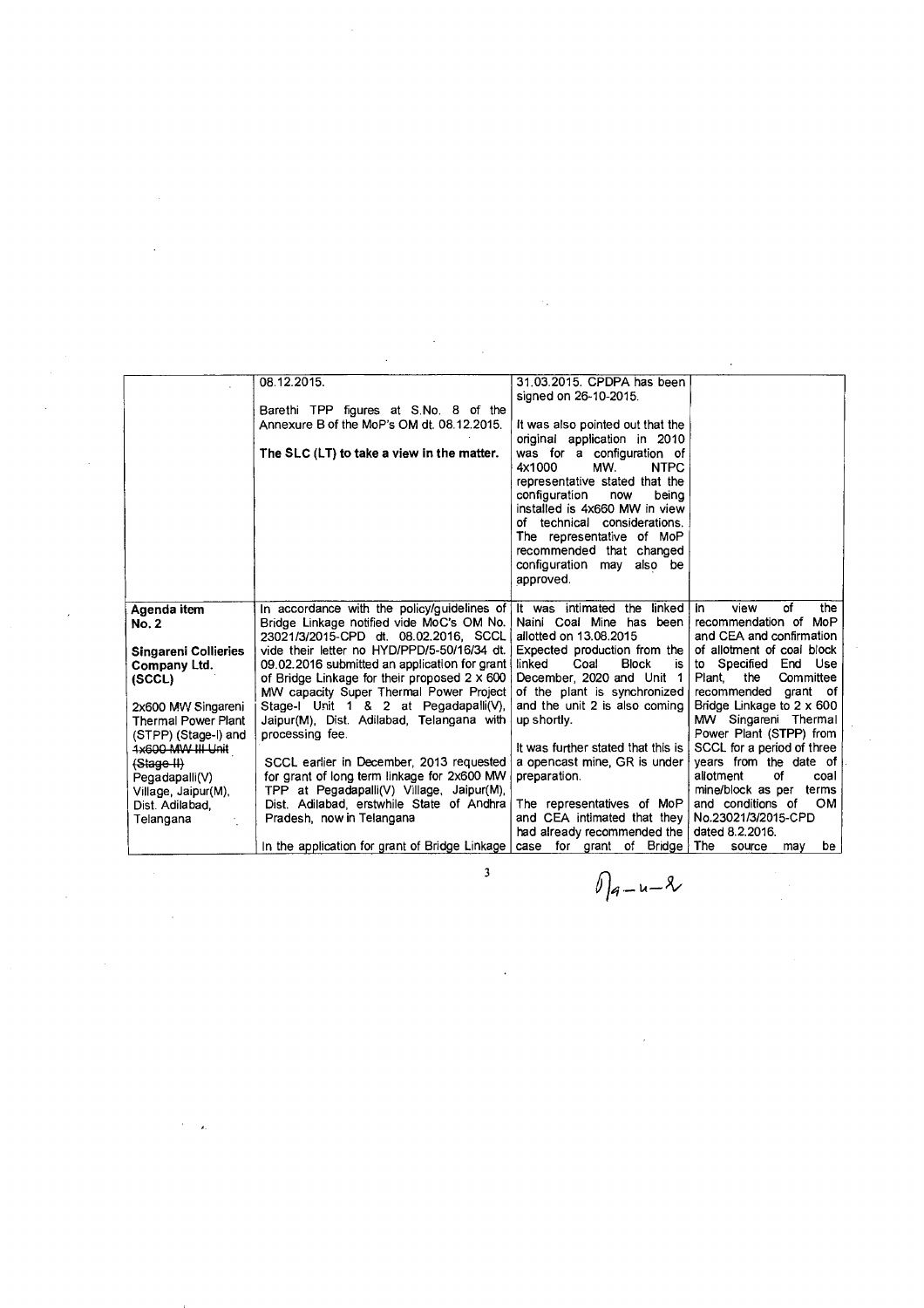| | | | |
|---|---|---|---|
| | 08.12.2015.<br><br>Barethi TPP figures at S.No. 8 of the Annexure B of the MoP's OM dt. 08.12.2015.<br><br>**The SLC (LT) to take a view in the matter.** | 31.03.2015. CPDPA has been signed on 26-10-2015.<br><br>It was also pointed out that the original application in 2010 was for a configuration of 4x1000 MW. NTPC representative stated that the configuration now being installed is 4x660 MW in view of technical considerations. The representative of MoP recommended that changed configuration may also be approved. | |
| **Agenda item No. 2**<br><br>**Singareni Collieries Company Ltd. (SCCL)**<br><br>2x600 MW Singareni Thermal Power Plant (STPP) (Stage-I) and ~~1x600 MW III Unit (Stage-II)~~ Pegadapalli(V) Village, Jaipur(M), Dist. Adilabad, Telangana | In accordance with the policy/guidelines of Bridge Linkage notified vide MoC's OM No. 23021/3/2015-CPD dt. 08.02.2016, SCCL vide their letter no HYD/PPD/5-50/16/34 dt. 09.02.2016 submitted an application for grant of Bridge Linkage for their proposed 2 x 600 MW capacity Super Thermal Power Project Stage-I Unit 1 & 2 at Pegadapalli(V), Jaipur(M), Dist. Adilabad, Telangana with processing fee.<br><br>SCCL earlier in December, 2013 requested for grant of long term linkage for 2x600 MW TPP at Pegadapalli(V) Village, Jaipur(M), Dist. Adilabad, erstwhile State of Andhra Pradesh, now in Telangana<br><br>In the application for grant of Bridge Linkage | It was intimated the linked Naini Coal Mine has been allotted on 13.08.2015 Expected production from the linked Coal Block is December, 2020 and Unit 1 of the plant is synchronized and the unit 2 is also coming up shortly.<br><br>It was further stated that this is a opencast mine, GR is under preparation.<br><br>The representatives of MoP and CEA intimated that they had already recommended the case for grant of Bridge | In view of the recommendation of MoP and CEA and confirmation of allotment of coal block to Specified End Use Plant, the Committee recommended grant of Bridge Linkage to 2 x 600 MW Singareni Thermal Power Plant (STPP) from SCCL for a period of three years from the date of allotment of coal mine/block as per terms and conditions of OM No.23021/3/2015-CPD dated 8.2.2016.<br>The source may be |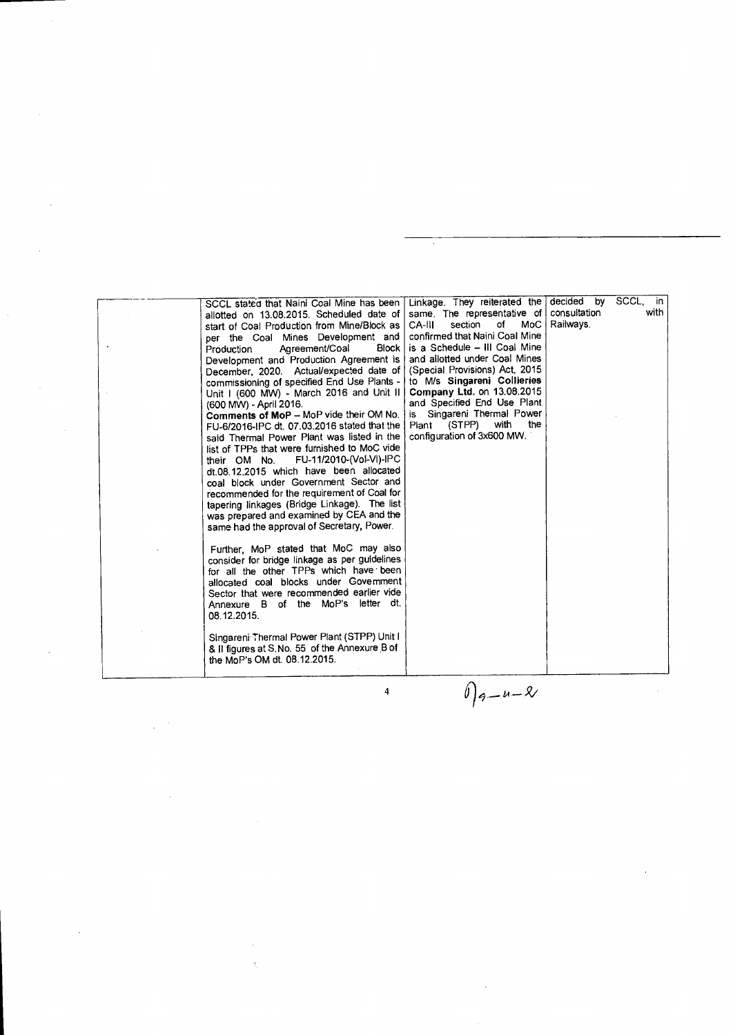|  | SCCL stated that Naini Coal Mine has been allotted on 13.08.2015. Scheduled date of start of Coal Production from Mine/Block as per the Coal Mines Development and Production Agreement/Coal Block Development and Production Agreement is December, 2020. Actual/expected date of commissioning of specified End Use Plants - Unit I (600 MW) - March 2016 and Unit II (600 MW) - April 2016.<br><br>**Comments of MoP** – MoP vide their OM No. FU-6/2016-IPC dt. 07.03.2016 stated that the said Thermal Power Plant was listed in the list of TPPs that were furnished to MoC vide their OM No. FU-11/2010-(Vol-VI)-IPC dt.08.12.2015 which have been allocated coal block under Government Sector and recommended for the requirement of Coal for tapering linkages (Bridge Linkage). The list was prepared and examined by CEA and the same had the approval of Secretary, Power.<br><br>Further, MoP stated that MoC may also consider for bridge linkage as per guidelines for all the other TPPs which have been allocated coal blocks under Government Sector that were recommended earlier vide Annexure B of the MoP's letter dt. 08.12.2015.<br><br>Singareni Thermal Power Plant (STPP) Unit I & II figures at S.No. 55 of the Annexure B of the MoP's OM dt. 08.12.2015. | Linkage. They reiterated the same. The representative of CA-III section of MoC confirmed that Naini Coal Mine is a Schedule – III Coal Mine and allotted under Coal Mines (Special Provisions) Act, 2015 to M/s **Singareni Collieries Company Ltd.** on 13.08.2015 and Specified End Use Plant is Singareni Thermal Power Plant (STPP) with the configuration of 3x600 MW. | decided by SCCL, in consultation with Railways. |
|---|---|---|---|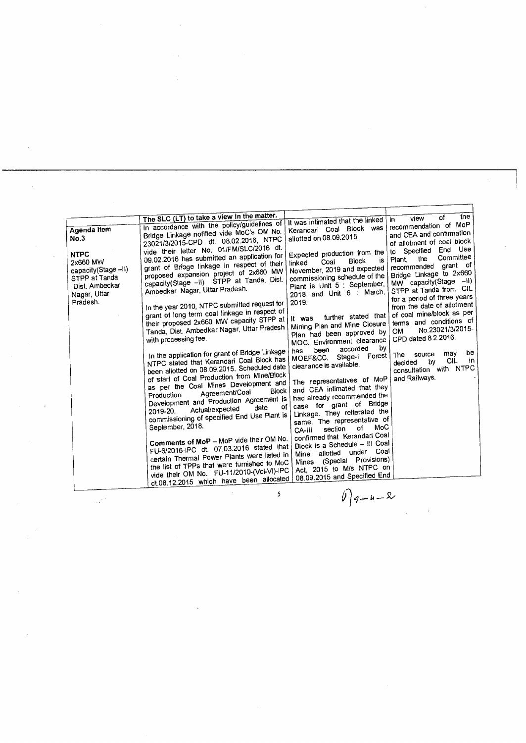| | The SLC (LT) to take a view in the matter. | | |
|---|---|---|---|
| **Agenda item No.3**<br><br>**NTPC**<br>2x660 MW capacity(Stage –II) STPP at Tanda Dist. Ambedkar Nagar, Uttar Pradesh. | In accordance with the policy/guidelines of Bridge Linkage notified vide MoC's OM No. 23021/3/2015-CPD dt. 08.02.2016, NTPC vide their letter No. 01/FM/SLC/2016 dt. 09.02.2016 has submitted an application for grant of Bridge linkage in respect of their proposed expansion project of 2x660 MW capacity(Stage –II) STPP at Tanda, Dist. Ambedkar Nagar, Uttar Pradesh.<br><br>In the year 2010, NTPC submitted request for grant of long term coal linkage in respect of their proposed 2x660 MW capacity STPP at Tanda, Dist. Ambedkar Nagar, Uttar Pradesh with processing fee.<br><br>In the application for grant of Bridge Linkage NTPC stated that Kerandari Coal Block has been allotted on 08.09.2015. Scheduled date of start of Coal Production from Mine/Block as per the Coal Mines Development and Production Agreement/Coal Block Development and Production Agreement is 2019-20. Actual/expected date of commissioning of specified End Use Plant is September, 2018.<br><br>**Comments of MoP** – MoP vide their OM No. FU-6/2016-IPC dt. 07.03.2016 stated that certain Thermal Power Plants were listed in the list of TPPs that were furnished to MoC vide their OM No. FU-11/2010-(Vol-VI)-IPC dt.08.12.2015 which have been allocated | It was intimated that the linked Kerandari Coal Block was allotted on 08.09.2015.<br><br>Expected production from the linked Coal Block is November, 2019 and expected commissioning schedule of the Plant is Unit 5 : September, 2018 and Unit 6 : March, 2019.<br><br>It was further stated that Mining Plan and Mine Closure Plan had been approved by MOC. Environment clearance has been accorded by MOEF&CC. Stage-I Forest clearance is available.<br><br>The representatives of MoP and CEA intimated that they had already recommended the case for grant of Bridge Linkage. They reiterated the same. The representative of CA-III section of MoC confirmed that Kerandari Coal Block is a Schedule – III Coal Mine allotted under Coal Mines (Special Provisions) Act, 2015 to M/s NTPC on 08.09.2015 and Specified End | In view of the recommendation of MoP and CEA and confirmation of allotment of coal block to Specified End Use Plant, the Committee recommended grant of Bridge Linkage to 2x660 MW capacity(Stage –II) STPP at Tanda from CIL for a period of three years from the date of allotment of coal mine/block as per terms and conditions of OM No.23021/3/2015-CPD dated 8.2.2016.<br><br>The source may be decided by CIL in consultation with NTPC and Railways. |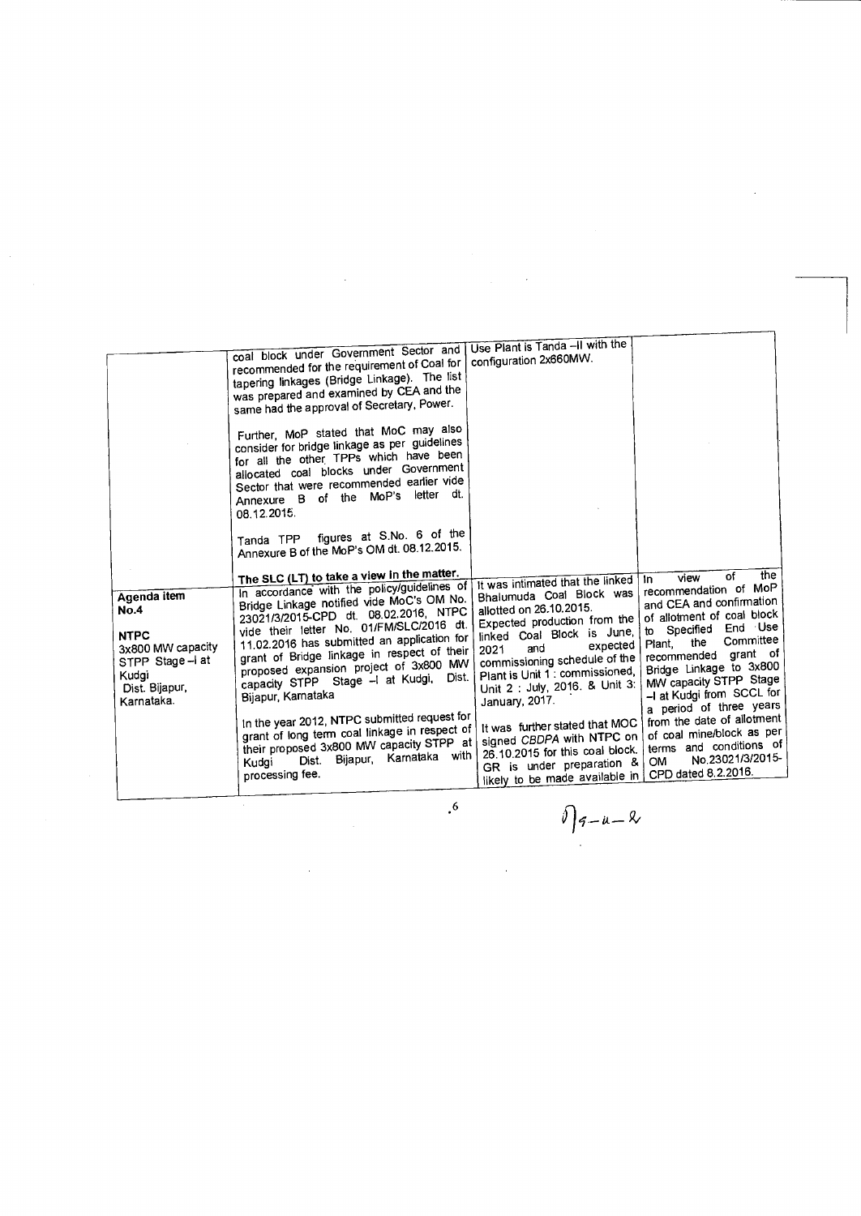| | | | |
|---|---|---|---|
| | coal block under Government Sector and recommended for the requirement of Coal for tapering linkages (Bridge Linkage). The list was prepared and examined by CEA and the same had the approval of Secretary, Power.<br><br>Further, MoP stated that MoC may also consider for bridge linkage as per guidelines for all the other TPPs which have been allocated coal blocks under Government Sector that were recommended earlier vide Annexure B of the MoP's letter dt. 08.12.2015.<br><br>Tanda TPP figures at S.No. 6 of the Annexure B of the MoP's OM dt. 08.12.2015.<br><br>**The SLC (LT) to take a view in the matter.** | Use Plant is Tanda –II with the configuration 2x660MW. | |
| **Agenda item No.4**<br><br>**NTPC**<br>3x800 MW capacity STPP Stage –I at Kudgi Dist. Bijapur, Karnataka. | In accordance with the policy/guidelines of Bridge Linkage notified vide MoC's OM No. 23021/3/2015-CPD dt. 08.02.2016, NTPC vide their letter No. 01/FM/SLC/2016 dt. 11.02.2016 has submitted an application for grant of Bridge linkage in respect of their proposed expansion project of 3x800 MW capacity STPP Stage –I at Kudgi, Dist. Bijapur, Karnataka<br><br>In the year 2012, NTPC submitted request for grant of long term coal linkage in respect of their proposed 3x800 MW capacity STPP at Kudgi Dist. Bijapur, Karnataka with processing fee. | It was intimated that the linked Bhalumuda Coal Block was allotted on 26.10.2015. Expected production from the linked Coal Block is June, 2021 and expected commissioning schedule of the Plant is Unit 1 : commissioned, Unit 2 : July, 2016. & Unit 3: January, 2017.<br><br>It was further stated that MOC signed *CBDPA* with NTPC on 26.10.2015 for this coal block. GR is under preparation & likely to be made available in | In view of the recommendation of MoP and CEA and confirmation of allotment of coal block to Specified End Use Plant, the Committee recommended grant of Bridge Linkage to 3x800 MW capacity STPP Stage –I at Kudgi from SCCL for a period of three years from the date of allotment of coal mine/block as per terms and conditions of OM No.23021/3/2015-CPD dated 8.2.2016. |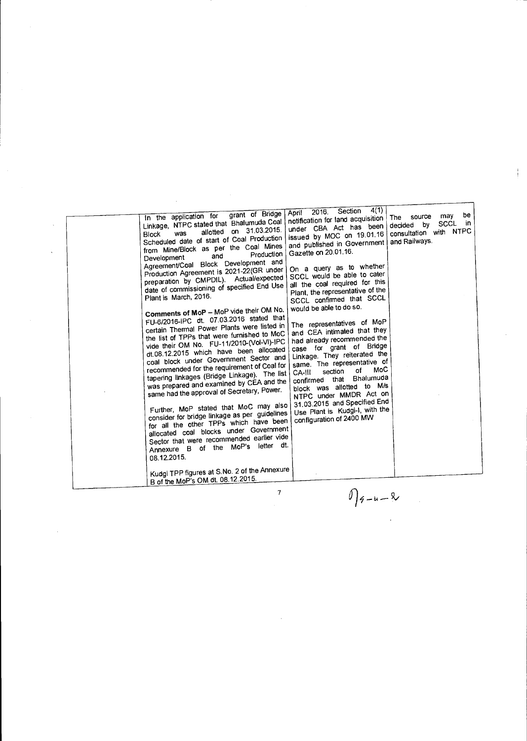| | | | |
|---|---|---|---|
| | In the application for grant of Bridge Linkage, NTPC stated that Bhalumuda Coal Block was allotted on 31.03.2015. Scheduled date of start of Coal Production from Mine/Block as per the Coal Mines Development and Production Agreement/Coal Block Development and Production Agreement is 2021-22(GR under preparation by CMPDIL). Actual/expected date of commissioning of specified End Use Plant is March, 2016.<br><br>**Comments of MoP** – MoP vide their OM No. FU-6/2016-IPC dt. 07.03.2016 stated that certain Thermal Power Plants were listed in the list of TPPs that were furnished to MoC vide their OM No. FU-11/2010-(Vol-VI)-IPC dt.08.12.2015 which have been allocated coal block under Government Sector and recommended for the requirement of Coal for tapering linkages (Bridge Linkage). The list was prepared and examined by CEA and the same had the approval of Secretary, Power.<br><br>Further, MoP stated that MoC may also consider for bridge linkage as per guidelines for all the other TPPs which have been allocated coal blocks under Government Sector that were recommended earlier vide Annexure B of the MoP's letter dt. 08.12.2015.<br><br>Kudgi TPP figures at S.No. 2 of the Annexure B of the MoP's OM dt. 08.12.2015. | April 2016. Section 4(1) notification for land acquisition under CBA Act has been issued by MOC on 19.01.16 and published in Government Gazette on 20.01.16.<br><br>On a query as to whether SCCL would be able to cater all the coal required for this Plant, the representative of the SCCL confirmed that SCCL would be able to do so.<br><br>The representatives of MoP and CEA intimated that they had already recommended the case for grant of Bridge Linkage. They reiterated the same. The representative of CA-III section of MoC confirmed that Bhalumuda block was allotted to M/s NTPC under MMDR Act on 31.03.2015 and Specified End Use Plant is Kudgi-I, with the configuration of 2400 MW | The source may be decided by SCCL in consultation with NTPC and Railways. |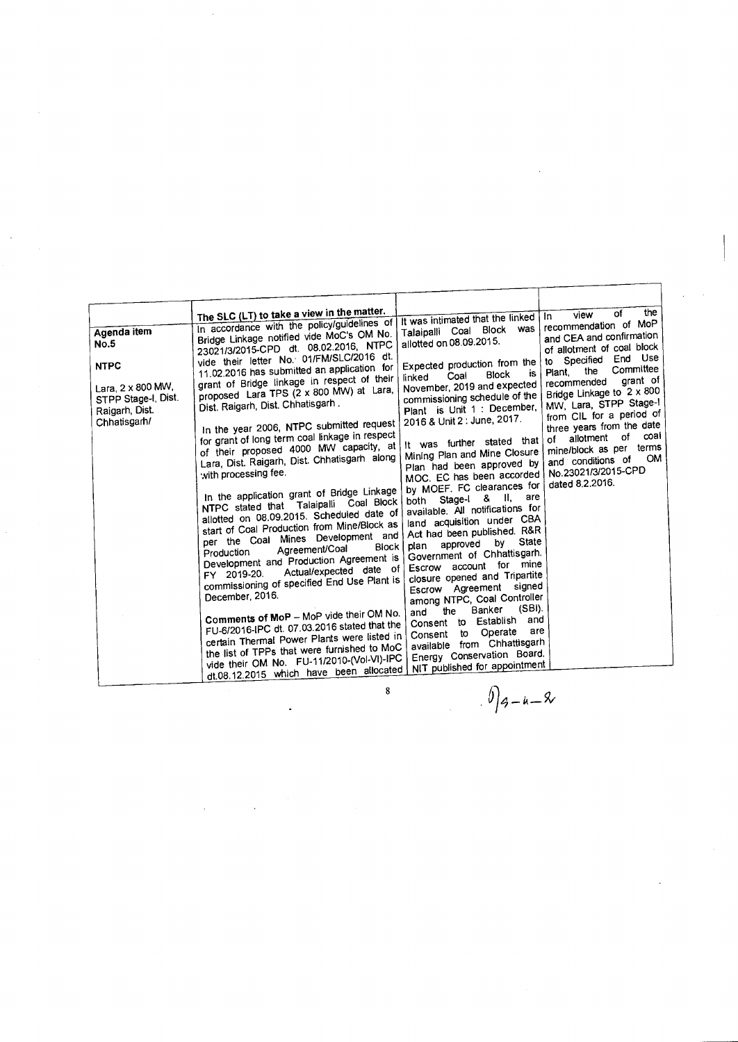| | The SLC (LT) to take a view in the matter. | | |
|---|---|---|---|
| **Agenda item No.5**<br><br>**NTPC**<br><br>Lara, 2 x 800 MW, STPP Stage-I, Dist. Raigarh, Dist. Chhatisgarh/ | In accordance with the policy/guidelines of Bridge Linkage notified vide MoC's OM No. 23021/3/2015-CPD dt. 08.02.2016, NTPC vide their letter No. 01/FM/SLC/2016 dt. 11.02.2016 has submitted an application for grant of Bridge linkage in respect of their proposed Lara TPS (2 x 800 MW) at Lara, Dist. Raigarh, Dist. Chhatisgarh.<br><br>In the year 2006, NTPC submitted request for grant of long term coal linkage in respect of their proposed 4000 MW capacity, at Lara, Dist. Raigarh, Dist. Chhatisgarh along with processing fee.<br><br>In the application grant of Bridge Linkage NTPC stated that Talaipalli Coal Block allotted on 08.09.2015. Scheduled date of start of Coal Production from Mine/Block as per the Coal Mines Development and Production Agreement/Coal Block Development and Production Agreement is FY 2019-20. Actual/expected date of commissioning of specified End Use Plant is December, 2016.<br><br>**Comments of MoP** – MoP vide their OM No. FU-6/2016-IPC dt. 07.03.2016 stated that the certain Thermal Power Plants were listed in the list of TPPs that were furnished to MoC vide their OM No. FU-11/2010-(Vol-VI)-IPC dt.08.12.2015 which have been allocated | It was intimated that the linked Talaipalli Coal Block was allotted on 08.09.2015.<br><br>Expected production from the linked Coal Block is November, 2019 and expected commissioning schedule of the Plant is Unit 1 : December, 2016 & Unit 2 : June, 2017.<br><br>It was further stated that Mining Plan and Mine Closure Plan had been approved by MOC. EC has been accorded by MOEF. FC clearances for both Stage-I & II, are available. All notifications for land acquisition under CBA Act had been published. R&R plan approved by State Government of Chhattisgarh. Escrow account for mine closure opened and Tripartite Escrow Agreement signed among NTPC, Coal Controller and the Banker (SBI). Consent to Establish and Consent to Operate are available from Chhattisgarh Energy Conservation Board. NIT published for appointment | In view of the recommendation of MoP and CEA and confirmation of allotment of coal block to Specified End Use Plant, the Committee recommended grant of Bridge Linkage to 2 x 800 MW, Lara, STPP Stage-I from CIL for a period of three years from the date of allotment of coal mine/block as per terms and conditions of OM No.23021/3/2015-CPD dated 8.2.2016. |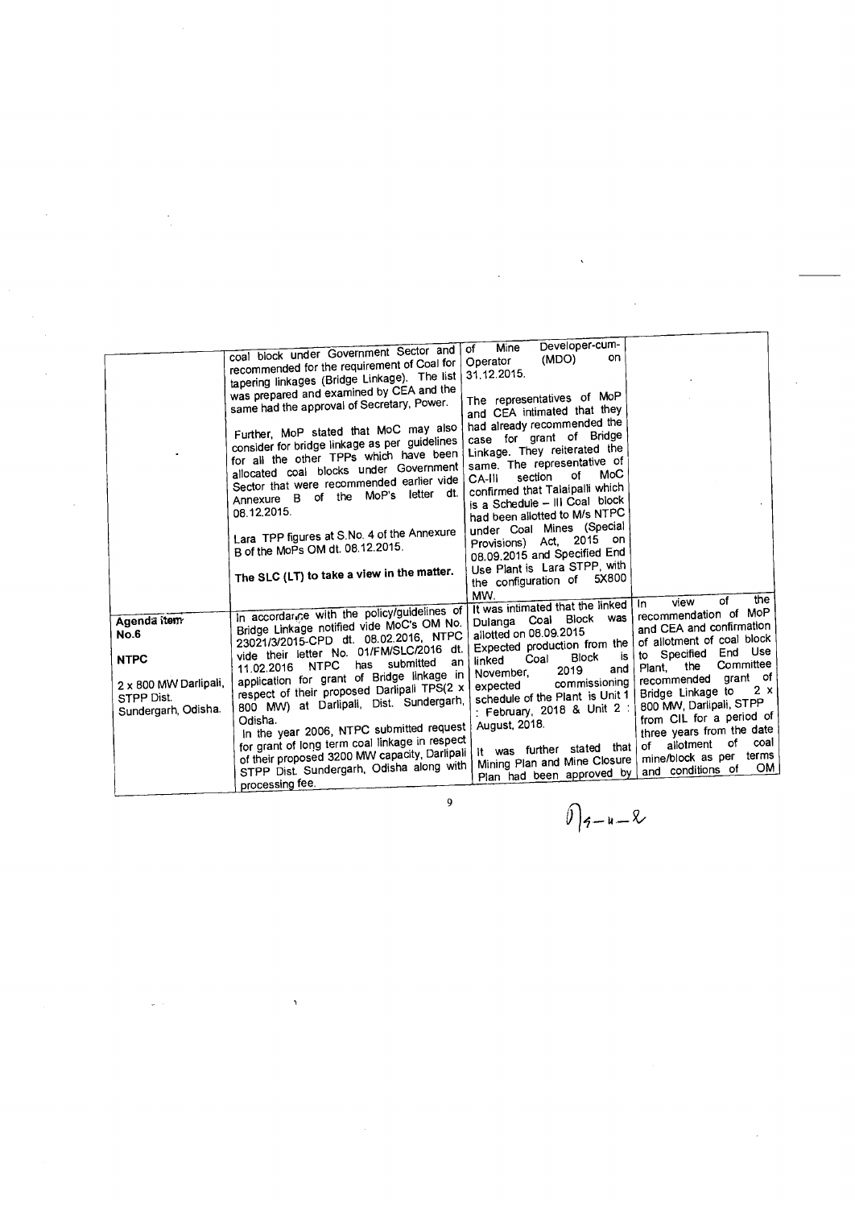| | | | |
|---|---|---|---|
| | coal block under Government Sector and recommended for the requirement of Coal for tapering linkages (Bridge Linkage). The list was prepared and examined by CEA and the same had the approval of Secretary, Power.<br><br>Further, MoP stated that MoC may also consider for bridge linkage as per guidelines for all the other TPPs which have been allocated coal blocks under Government Sector that were recommended earlier vide Annexure B of the MoP's letter dt. 08.12.2015.<br><br>Lara TPP figures at S.No. 4 of the Annexure B of the MoPs OM dt. 08.12.2015.<br><br>**The SLC (LT) to take a view in the matter.** | of Mine Developer-cum-Operator (MDO) on 31.12.2015.<br><br>The representatives of MoP and CEA intimated that they had already recommended the case for grant of Bridge Linkage. They reiterated the same. The representative of CA-III section of MoC confirmed that Talaipalli which is a Schedule – III Coal block had been allotted to M/s NTPC under Coal Mines (Special Provisions) Act, 2015 on 08.09.2015 and Specified End Use Plant is Lara STPP, with the configuration of 5X800 MW. | |
| **Agenda item No.6**<br><br>**NTPC**<br><br>2 x 800 MW Darlipali, STPP Dist. Sundergarh, Odisha. | In accordance with the policy/guidelines of Bridge Linkage notified vide MoC's OM No. 23021/3/2015-CPD dt. 08.02.2016, NTPC vide their letter No. 01/FM/SLC/2016 dt. 11.02.2016 NTPC has submitted an application for grant of Bridge linkage in respect of their proposed Darlipali TPS(2 x 800 MW) at Darlipali, Dist. Sundergarh, Odisha.<br>In the year 2006, NTPC submitted request for grant of long term coal linkage in respect of their proposed 3200 MW capacity, Darlipali STPP Dist. Sundergarh, Odisha along with processing fee. | It was intimated that the linked Dulanga Coal Block was allotted on 08.09.2015<br>Expected production from the linked Coal Block is November, 2019 and expected commissioning schedule of the Plant is Unit 1 : February, 2018 & Unit 2 : August, 2018.<br><br>It was further stated that Mining Plan and Mine Closure Plan had been approved by | In view of the recommendation of MoP and CEA and confirmation of allotment of coal block to Specified End Use Plant, the Committee recommended grant of Bridge Linkage to 2 x 800 MW, Darlipali, STPP from CIL for a period of three years from the date of allotment of coal mine/block as per terms and conditions of OM |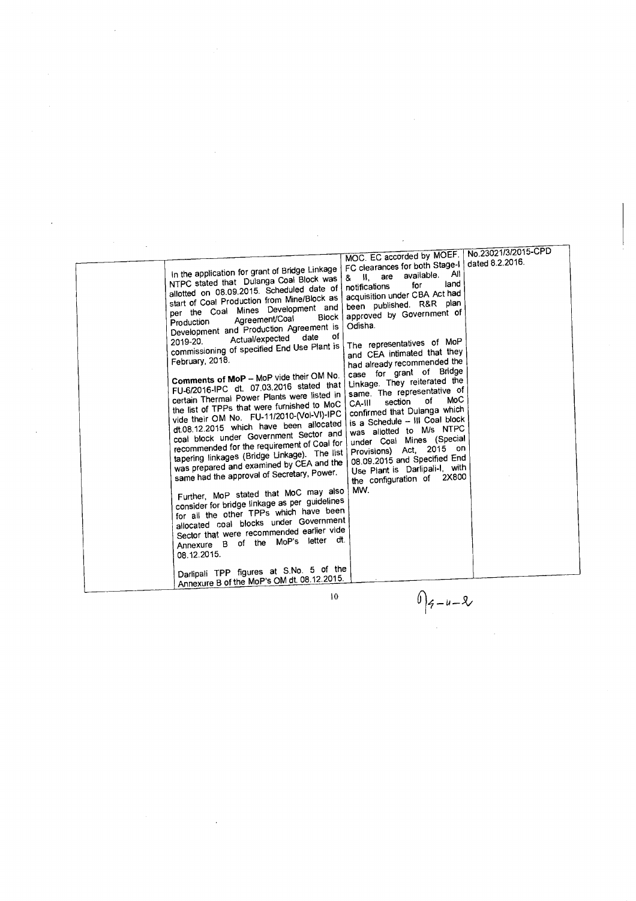| | | | |
|---|---|---|---|
| | In the application for grant of Bridge Linkage NTPC stated that Dulanga Coal Block was allotted on 08.09.2015. Scheduled date of start of Coal Production from Mine/Block as per the Coal Mines Development and Production Agreement/Coal Block Development and Production Agreement is 2019-20. Actual/expected date of commissioning of specified End Use Plant is February, 2018.<br><br>**Comments of MoP** – MoP vide their OM No. FU-6/2016-IPC dt. 07.03.2016 stated that certain Thermal Power Plants were listed in the list of TPPs that were furnished to MoC vide their OM No. FU-11/2010-(Vol-VI)-IPC dt.08.12.2015 which have been allocated coal block under Government Sector and recommended for the requirement of Coal for tapering linkages (Bridge Linkage). The list was prepared and examined by CEA and the same had the approval of Secretary, Power.<br><br>Further, MoP stated that MoC may also consider for bridge linkage as per guidelines for all the other TPPs which have been allocated coal blocks under Government Sector that were recommended earlier vide Annexure B of the MoP's letter dt. 08.12.2015.<br><br>Darlipali TPP figures at S.No. 5 of the Annexure B of the MoP's OM dt. 08.12.2015. | MOC. EC accorded by MOEF. FC clearances for both Stage-I & II, are available. All notifications for land acquisition under CBA Act had been published. R&R plan approved by Government of Odisha.<br><br>The representatives of MoP and CEA intimated that they had already recommended the case for grant of Bridge Linkage. They reiterated the same. The representative of CA-III section of MoC confirmed that Dulanga which is a Schedule – III Coal block was allotted to M/s NTPC under Coal Mines (Special Provisions) Act, 2015 on 08.09.2015 and Specified End Use Plant is Darlipali-I, with the configuration of 2X800 MW. | No.23021/3/2015-CPD dated 8.2.2016. |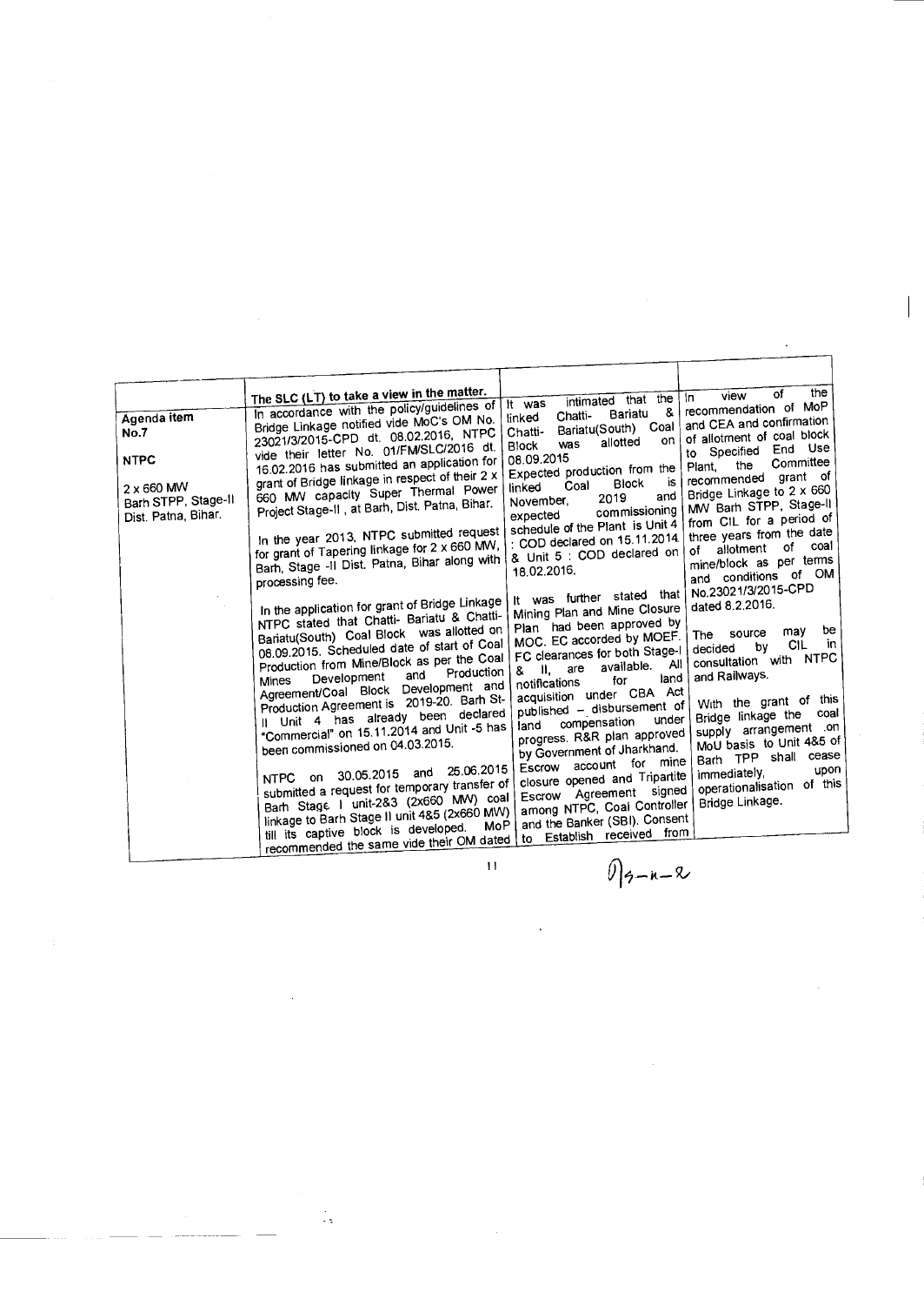| | The SLC (LT) to take a view in the matter. | | |
|---|---|---|---|
| **Agenda item No.7**<br><br>**NTPC**<br><br>2 x 660 MW Barh STPP, Stage-II Dist. Patna, Bihar. | In accordance with the policy/guidelines of Bridge Linkage notified vide MoC's OM No. 23021/3/2015-CPD dt. 08.02.2016, NTPC vide their letter No. 01/FM/SLC/2016 dt. 16.02.2016 has submitted an application for grant of Bridge linkage in respect of their 2 x 660 MW capacity Super Thermal Power Project Stage-II , at Barh, Dist. Patna, Bihar.<br><br>In the year 2013, NTPC submitted request for grant of Tapering linkage for 2 x 660 MW, Barh, Stage -II Dist. Patna, Bihar along with processing fee.<br><br>In the application for grant of Bridge Linkage NTPC stated that Chatti- Bariatu & Chatti-Bariatu(South) Coal Block was allotted on 08.09.2015. Scheduled date of start of Coal Production from Mine/Block as per the Coal Mines Development and Production Agreement/Coal Block Development and Production Agreement is 2019-20. Barh St-II Unit 4 has already been declared "Commercial" on 15.11.2014 and Unit -5 has been commissioned on 04.03.2015.<br><br>NTPC on 30.05.2015 and 25.06.2015 submitted a request for temporary transfer of Barh Stage I unit-2&3 (2x660 MW) coal linkage to Barh Stage II unit 4&5 (2x660 MW) till its captive block is developed. MoP recommended the same vide their OM dated | It was intimated that the linked Chatti- Bariatu & Chatti- Bariatu(South) Coal Block was allotted on 08.09.2015<br>Expected production from the linked Coal Block is November, 2019 and expected commissioning schedule of the Plant is Unit 4 : COD declared on 15.11.2014 & Unit 5 : COD declared on 18.02.2016.<br><br>It was further stated that Mining Plan and Mine Closure Plan had been approved by MOC. EC accorded by MOEF. FC clearances for both Stage-I & II, are available. All notifications for land acquisition under CBA Act published – disbursement of land compensation under progress. R&R plan approved by Government of Jharkhand. Escrow account for mine closure opened and Tripartite Escrow Agreement signed among NTPC, Coal Controller and the Banker (SBI). Consent to Establish received from | In view of the recommendation of MoP and CEA and confirmation of allotment of coal block to Specified End Use Plant, the Committee recommended grant of Bridge Linkage to 2 x 660 MW Barh STPP, Stage-II from CIL for a period of three years from the date of allotment of coal mine/block as per terms and conditions of OM No.23021/3/2015-CPD dated 8.2.2016.<br><br>The source may be decided by CIL in consultation with NTPC and Railways.<br><br>With the grant of this Bridge linkage the coal supply arrangement on MoU basis to Unit 4&5 of Barh TPP shall cease immediately, upon operationalisation of this Bridge Linkage. |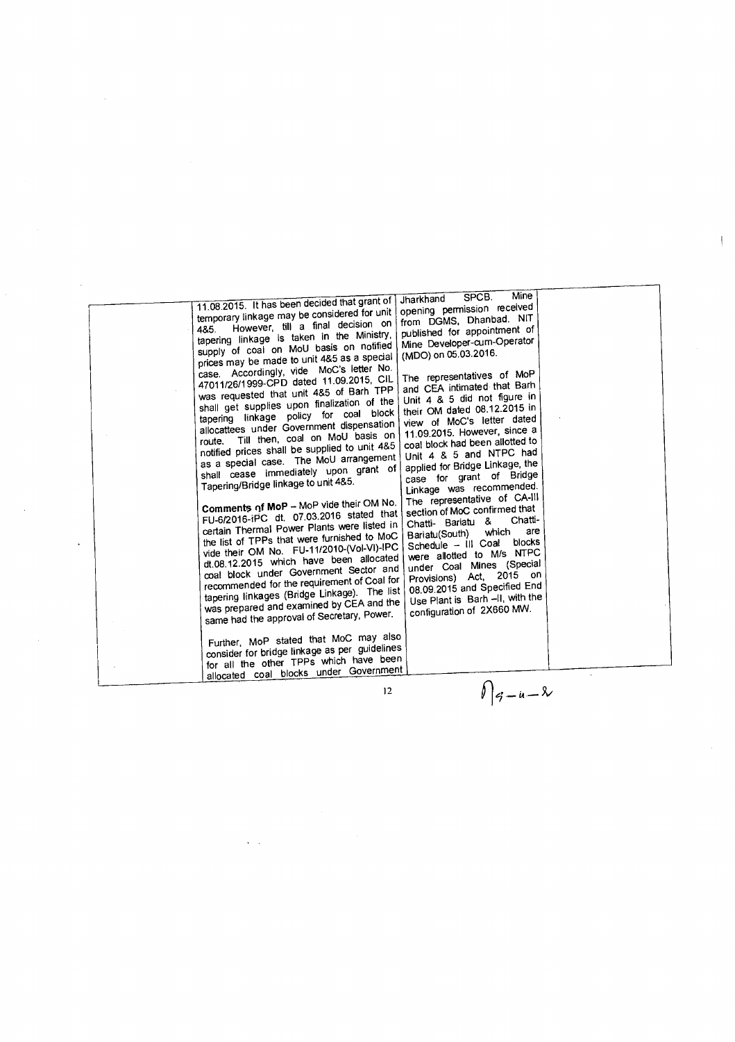| | | | |
|---|---|---|---|
| | 11.08.2015. It has been decided that grant of temporary linkage may be considered for unit 4&5. However, till a final decision on tapering linkage is taken in the Ministry, supply of coal on MoU basis on notified prices may be made to unit 4&5 as a special case. Accordingly, vide MoC's letter No. 47011/26/1999-CPD dated 11.09.2015, CIL was requested that unit 4&5 of Barh TPP shall get supplies upon finalization of the tapering linkage policy for coal block allocattees under Government dispensation route. Till then, coal on MoU basis on notified prices shall be supplied to unit 4&5 as a special case. The MoU arrangement shall cease immediately upon grant of Tapering/Bridge linkage to unit 4&5.<br><br>**Comments of MoP** – MoP vide their OM No. FU-6/2016-IPC dt. 07.03.2016 stated that certain Thermal Power Plants were listed in the list of TPPs that were furnished to MoC vide their OM No. FU-11/2010-(Vol-VI)-IPC dt.08.12.2015 which have been allocated coal block under Government Sector and recommended for the requirement of Coal for tapering linkages (Bridge Linkage). The list was prepared and examined by CEA and the same had the approval of Secretary, Power.<br><br>Further, MoP stated that MoC may also consider for bridge linkage as per guidelines for all the other TPPs which have been allocated coal blocks under Government | Jharkhand SPCB. Mine opening permission received from DGMS, Dhanbad. NIT published for appointment of Mine Developer-cum-Operator (MDO) on 05.03.2016.<br><br>The representatives of MoP and CEA intimated that Barh Unit 4 & 5 did not figure in their OM dated 08.12.2015 in view of MoC's letter dated 11.09.2015. However, since a coal block had been allotted to Unit 4 & 5 and NTPC had applied for Bridge Linkage, the case for grant of Bridge Linkage was recommended. The representative of CA-III section of MoC confirmed that Chatti- Bariatu & Chatti-Bariatu(South) which are Schedule – III Coal blocks were allotted to M/s NTPC under Coal Mines (Special Provisions) Act, 2015 on 08.09.2015 and Specified End Use Plant is Barh –II, with the configuration of 2X660 MW. | |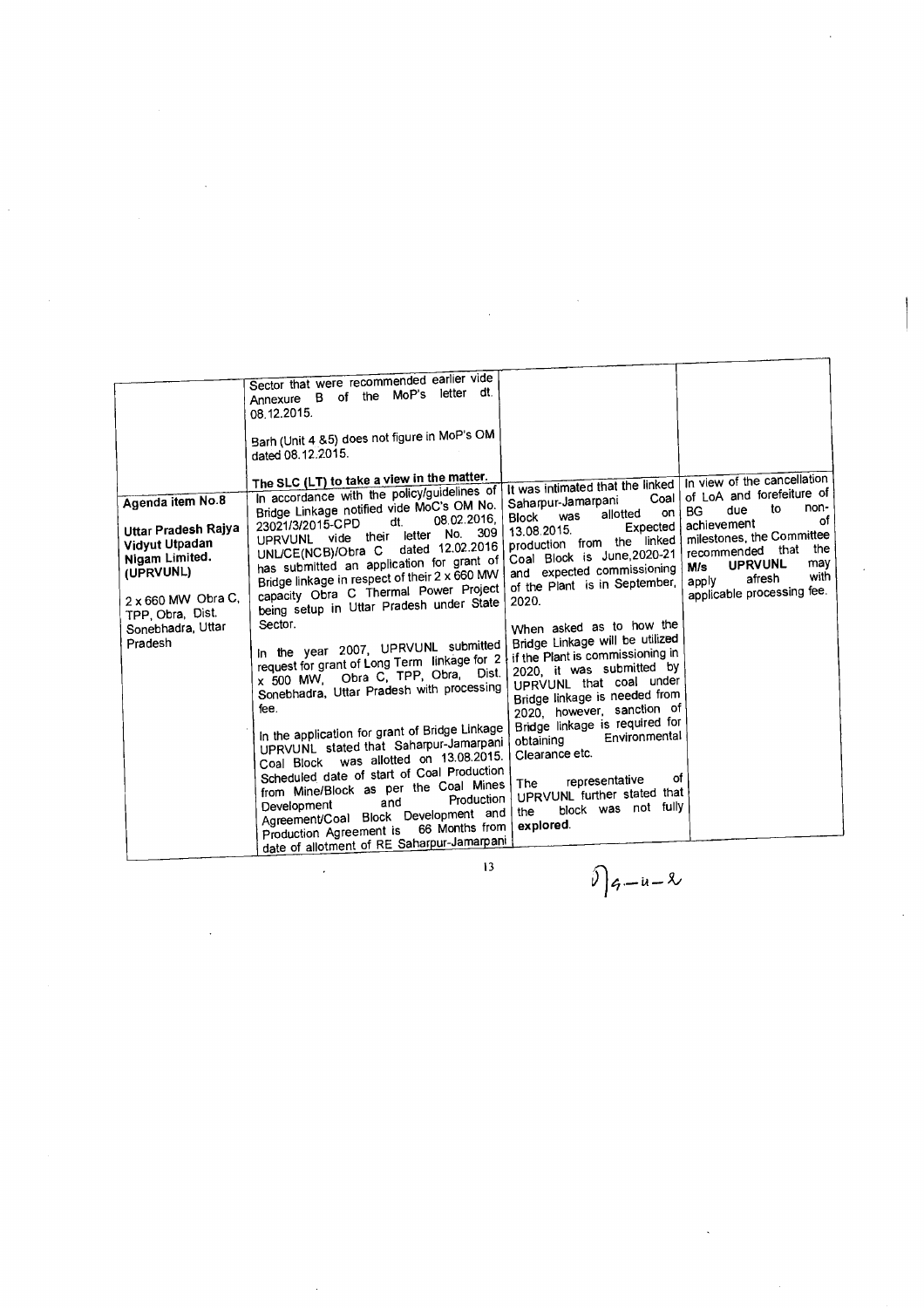| | | | |
|---|---|---|---|
| | Sector that were recommended earlier vide Annexure B of the MoP's letter dt. 08.12.2015.<br><br>Barh (Unit 4 &5) does not figure in MoP's OM dated 08.12.2015.<br><br>**The SLC (LT) to take a view in the matter.** | | |
| **Agenda item No.8**<br><br>**Uttar Pradesh Rajya Vidyut Utpadan Nigam Limited. (UPRVUNL)**<br><br>2 x 660 MW Obra C, TPP, Obra, Dist. Sonebhadra, Uttar Pradesh | In accordance with the policy/guidelines of Bridge Linkage notified vide MoC's OM No. 23021/3/2015-CPD dt. 08.02.2016, UPRVUNL vide their letter No. 309 UNL/CE(NCB)/Obra C dated 12.02.2016 has submitted an application for grant of Bridge linkage in respect of their 2 x 660 MW capacity Obra C Thermal Power Project being setup in Uttar Pradesh under State Sector.<br><br>In the year 2007, UPRVUNL submitted request for grant of Long Term linkage for 2 x 500 MW, Obra C, TPP, Obra, Dist. Sonebhadra, Uttar Pradesh with processing fee.<br><br>In the application for grant of Bridge Linkage UPRVUNL stated that Saharpur-Jamarpani Coal Block was allotted on 13.08.2015. Scheduled date of start of Coal Production from Mine/Block as per the Coal Mines Development and Production Agreement/Coal Block Development and Production Agreement is 66 Months from date of allotment of RE Saharpur-Jamarpani | It was intimated that the linked Saharpur-Jamarpani Coal Block was allotted on 13.08.2015. Expected production from the linked Coal Block is June,2020-21 and expected commissioning of the Plant is in September, 2020.<br><br>When asked as to how the Bridge Linkage will be utilized if the Plant is commissioning in 2020, it was submitted by UPRVUNL that coal under Bridge linkage is needed from 2020, however, sanction of Bridge linkage is required for obtaining Environmental Clearance etc.<br><br>The representative of UPRVUNL further stated that the block was not fully **explored**. | In view of the cancellation of LoA and forefeiture of BG due to non-achievement of milestones, the Committee recommended that the **M/s UPRVUNL** may apply afresh with applicable processing fee. |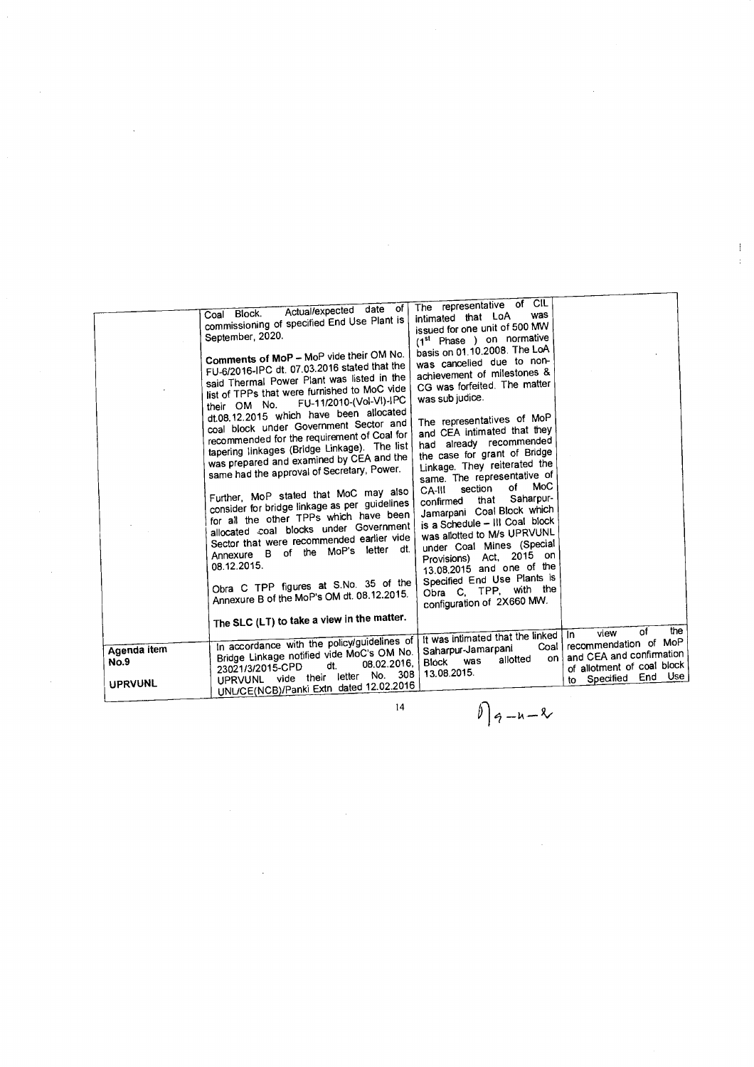| | | | |
|---|---|---|---|
| | Coal Block. Actual/expected date of commissioning of specified End Use Plant is September, 2020.<br><br>**Comments of MoP** – MoP vide their OM No. FU-6/2016-IPC dt. 07.03.2016 stated that the said Thermal Power Plant was listed in the list of TPPs that were furnished to MoC vide their OM No. FU-11/2010-(Vol-VI)-IPC dt.08.12.2015 which have been allocated coal block under Government Sector and recommended for the requirement of Coal for tapering linkages (Bridge Linkage). The list was prepared and examined by CEA and the same had the approval of Secretary, Power.<br><br>Further, MoP stated that MoC may also consider for bridge linkage as per guidelines for all the other TPPs which have been allocated coal blocks under Government Sector that were recommended earlier vide Annexure B of the MoP's letter dt. 08.12.2015.<br><br>Obra C TPP figures at S.No. 35 of the Annexure B of the MoP's OM dt. 08.12.2015.<br><br>**The SLC (LT) to take a view in the matter.** | The representative of CIL intimated that LoA was issued for one unit of 500 MW (1st Phase ) on normative basis on 01.10.2008. The LoA was cancelled due to non-achievement of milestones & CG was forfeited. The matter was sub judice.<br><br>The representatives of MoP and CEA intimated that they had already recommended the case for grant of Bridge Linkage. They reiterated the same. The representative of MoC CA-III section of confirmed that Saharpur-Jamarpani Coal Block which is a Schedule – III Coal block was allotted to M/s UPRVUNL under Coal Mines (Special Provisions) Act, 2015 on 13.08.2015 and one of the Specified End Use Plants is Obra C, TPP, with the configuration of 2X660 MW. | |
| **Agenda item No.9**<br><br>**UPRVUNL** | In accordance with the policy/guidelines of Bridge Linkage notified vide MoC's OM No. 23021/3/2015-CPD dt. 08.02.2016, UPRVUNL vide their letter No. 308 UNL/CE(NCB)/Panki Extn dated 12.02.2016 | It was intimated that the linked Saharpur-Jamarpani Coal Block was allotted on 13.08.2015. | In view of the recommendation of MoP and CEA and confirmation of allotment of coal block to Specified End Use |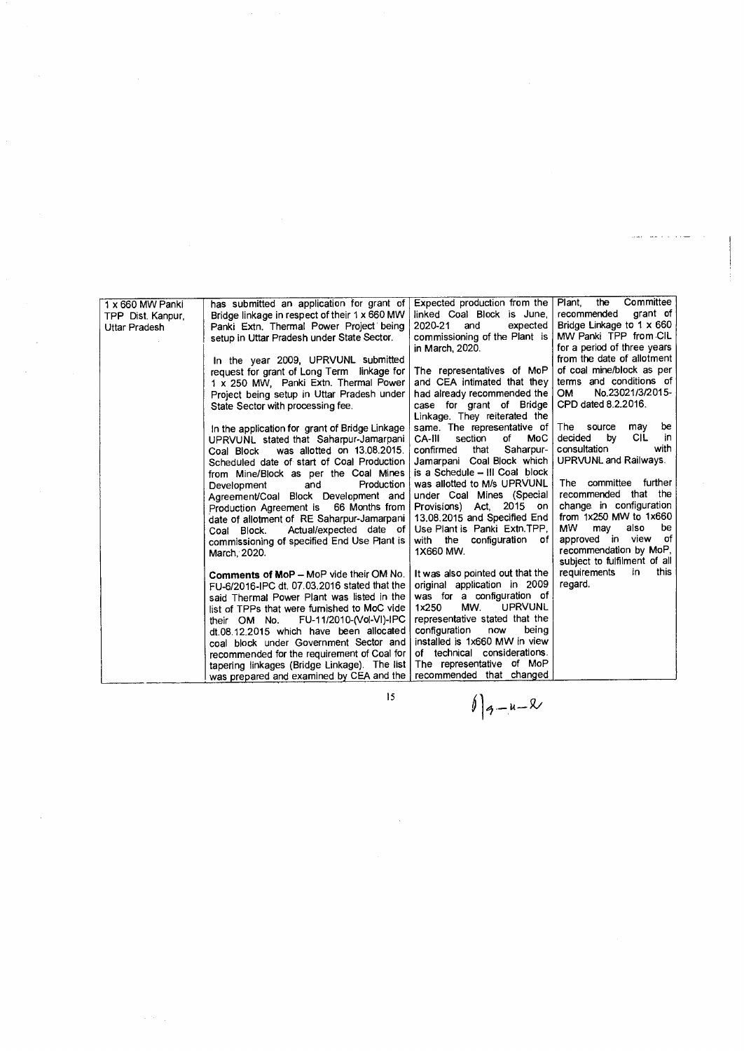| | | | |
|---|---|---|---|
| 1 x 660 MW Panki TPP Dist. Kanpur, Uttar Pradesh | has submitted an application for grant of Bridge linkage in respect of their 1 x 660 MW Panki Extn. Thermal Power Project being setup in Uttar Pradesh under State Sector.<br><br>In the year 2009, UPRVUNL submitted request for grant of Long Term linkage for 1 x 250 MW, Panki Extn. Thermal Power Project being setup in Uttar Pradesh under State Sector with processing fee.<br><br>In the application for grant of Bridge Linkage UPRVUNL stated that Saharpur-Jamarpani Coal Block was allotted on 13.08.2015. Scheduled date of start of Coal Production from Mine/Block as per the Coal Mines Development and Production Agreement/Coal Block Development and Production Agreement is 66 Months from date of allotment of RE Saharpur-Jamarpani Coal Block. Actual/expected date of commissioning of specified End Use Plant is March, 2020.<br><br>**Comments of MoP** – MoP vide their OM No. FU-6/2016-IPC dt. 07.03.2016 stated that the said Thermal Power Plant was listed in the list of TPPs that were furnished to MoC vide their OM No. FU-11/2010-(Vol-VI)-IPC dt.08.12.2015 which have been allocated coal block under Government Sector and recommended for the requirement of Coal for tapering linkages (Bridge Linkage). The list was prepared and examined by CEA and the | Expected production from the linked Coal Block is June, 2020-21 and expected commissioning of the Plant is in March, 2020.<br><br>The representatives of MoP and CEA intimated that they had already recommended the case for grant of Bridge Linkage. They reiterated the same. The representative of CA-III section of MoC confirmed that Saharpur-Jamarpani Coal Block which is a Schedule – III Coal block was allotted to M/s UPRVUNL under Coal Mines (Special Provisions) Act, 2015 on 13.08.2015 and Specified End Use Plant is Panki Extn.TPP, with the configuration of 1X660 MW.<br><br>It was also pointed out that the original application in 2009 was for a configuration of 1x250 MW. UPRVUNL representative stated that the configuration now being installed is 1x660 MW in view of technical considerations. The representative of MoP recommended that changed | Plant, the Committee recommended grant of Bridge Linkage to 1 x 660 MW Panki TPP from CIL for a period of three years from the date of allotment of coal mine/block as per terms and conditions of OM No.23021/3/2015-CPD dated 8.2.2016.<br><br>The source may be decided by CIL in consultation with UPRVUNL and Railways.<br><br>The committee further recommended that the change in configuration from 1x250 MW to 1x660 MW may also be approved in view of recommendation by MoP, subject to fulfilment of all requirements in this regard. |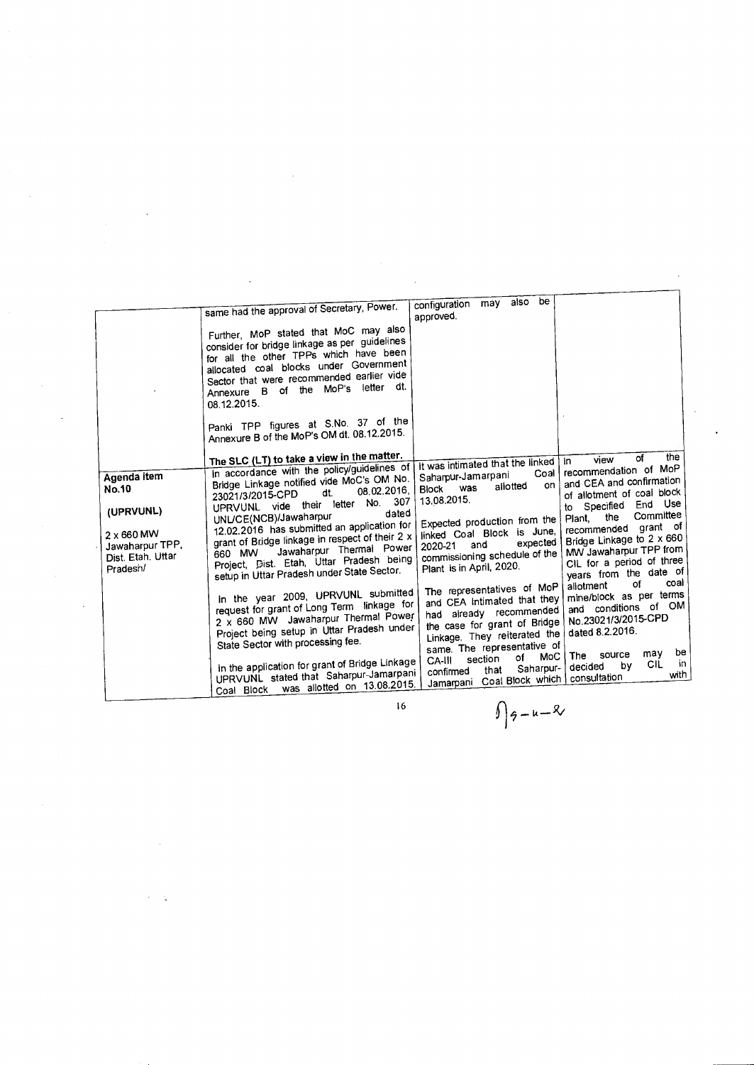| | | | |
|---|---|---|---|
| | same had the approval of Secretary, Power.<br><br>Further, MoP stated that MoC may also consider for bridge linkage as per guidelines for all the other TPPs which have been allocated coal blocks under Government Sector that were recommended earlier vide Annexure B of the MoP's letter dt. 08.12.2015.<br><br>Panki TPP figures at S.No. 37 of the Annexure B of the MoP's OM dt. 08.12.2015.<br><br>**The SLC (LT) to take a view in the matter.** | configuration may also be approved. | |
| **Agenda item No.10**<br><br>**(UPRVUNL)**<br><br>2 x 660 MW Jawaharpur TPP, Dist. Etah. Uttar Pradesh/ | In accordance with the policy/guidelines of Bridge Linkage notified vide MoC's OM No. 23021/3/2015-CPD dt. 08.02.2016, UPRVUNL vide their letter No. 307 UNL/CE(NCB)/Jawaharpur dated 12.02.2016 has submitted an application for grant of Bridge linkage in respect of their 2 x 660 MW Jawaharpur Thermal Power Project, Dist. Etah, Uttar Pradesh being setup in Uttar Pradesh under State Sector.<br><br>In the year 2009, UPRVUNL submitted request for grant of Long Term linkage for 2 x 660 MW Jawaharpur Thermal Power Project being setup in Uttar Pradesh under State Sector with processing fee.<br><br>In the application for grant of Bridge Linkage UPRVUNL stated that Saharpur-Jamarpani Coal Block was allotted on 13.08.2015. | It was intimated that the linked Saharpur-Jamarpani Coal Block was allotted on 13.08.2015.<br><br>Expected production from the linked Coal Block is June, 2020-21 and expected commissioning schedule of the Plant is in April, 2020.<br><br>The representatives of MoP and CEA intimated that they had already recommended the case for grant of Bridge Linkage. They reiterated the same. The representative of CA-III section of MoC confirmed that Saharpur-Jamarpani Coal Block which | In view of the recommendation of MoP and CEA and confirmation of allotment of coal block to Specified End Use Plant, the Committee recommended grant of Bridge Linkage to 2 x 660 MW Jawaharpur TPP from CIL for a period of three years from the date of allotment of coal mine/block as per terms and conditions of OM No.23021/3/2015-CPD dated 8.2.2016.<br><br>The source may be decided by CIL in consultation with |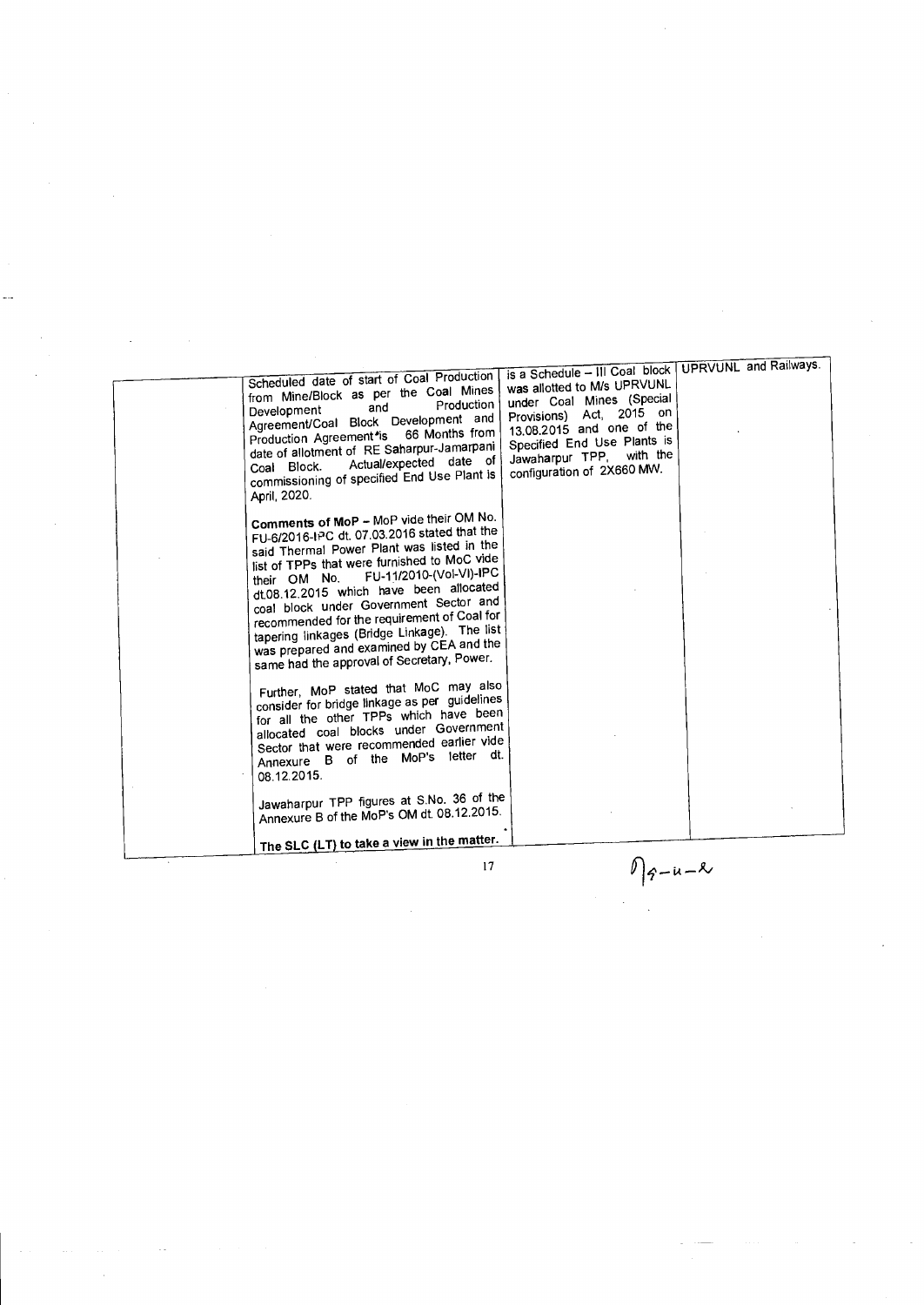|  | Scheduled date of start of Coal Production from Mine/Block as per the Coal Mines Development and Production Agreement/Coal Block Development and Production Agreement is 66 Months from date of allotment of RE Saharpur-Jamarpani Coal Block. Actual/expected date of commissioning of specified End Use Plant is April, 2020.<br><br>**Comments of MoP** – MoP vide their OM No. FU-6/2016-IPC dt. 07.03.2016 stated that the said Thermal Power Plant was listed in the list of TPPs that were furnished to MoC vide their OM No. FU-11/2010-(Vol-VI)-IPC dt.08.12.2015 which have been allocated coal block under Government Sector and recommended for the requirement of Coal for tapering linkages (Bridge Linkage). The list was prepared and examined by CEA and the same had the approval of Secretary, Power.<br><br>Further, MoP stated that MoC may also consider for bridge linkage as per guidelines for all the other TPPs which have been allocated coal blocks under Government Sector that were recommended earlier vide Annexure B of the MoP's letter dt. 08.12.2015.<br><br>Jawaharpur TPP figures at S.No. 36 of the Annexure B of the MoP's OM dt. 08.12.2015.<br><br>**The SLC (LT) to take a view in the matter.** | is a Schedule – III Coal block was allotted to M/s UPRVUNL under Coal Mines (Special Provisions) Act, 2015 on 13.08.2015 and one of the Specified End Use Plants is Jawaharpur TPP, with the configuration of 2X660 MW. | UPRVUNL and Railways. |
|---|---|---|---|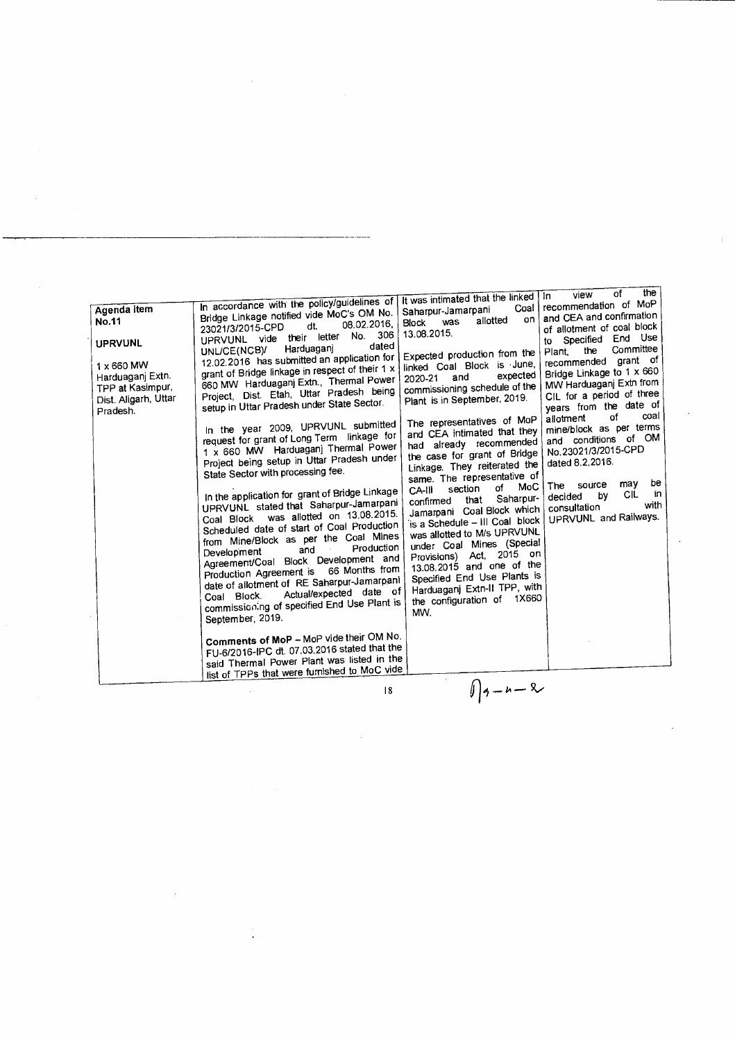| | | | |
|---|---|---|---|
| **Agenda item No.11**<br><br>**UPRVUNL**<br><br>1 x 660 MW Harduaganj Extn. TPP at Kasimpur, Dist. Aligarh, Uttar Pradesh. | In accordance with the policy/guidelines of Bridge Linkage notified vide MoC's OM No. 23021/3/2015-CPD dt. 08.02.2016, UPRVUNL vide their letter No. 306 UNL/CE(NCB)/ Harduaganj dated 12.02.2016 has submitted an application for grant of Bridge linkage in respect of their 1 x 660 MW Harduaganj Extn., Thermal Power Project, Dist. Etah, Uttar Pradesh being setup in Uttar Pradesh under State Sector.<br><br>In the year 2009, UPRVUNL submitted request for grant of Long Term linkage for 1 x 660 MW Harduaganj Thermal Power Project being setup in Uttar Pradesh under State Sector with processing fee.<br><br>In the application for grant of Bridge Linkage UPRVUNL stated that Saharpur-Jamarpani Coal Block was allotted on 13.08.2015. Scheduled date of start of Coal Production from Mine/Block as per the Coal Mines Development and Production Agreement/Coal Block Development and Production Agreement is 66 Months from date of allotment of RE Saharpur-Jamarpani Coal Block. Actual/expected date of commissioning of specified End Use Plant is September, 2019.<br><br>**Comments of MoP** – MoP vide their OM No. FU-6/2016-IPC dt. 07.03.2016 stated that the said Thermal Power Plant was listed in the list of TPPs that were furnished to MoC vide | It was intimated that the linked Saharpur-Jamarpani Coal Block was allotted on 13.08.2015.<br><br>Expected production from the linked Coal Block is June, 2020-21 and expected commissioning schedule of the Plant is in September, 2019.<br><br>The representatives of MoP and CEA intimated that they had already recommended the case for grant of Bridge Linkage. They reiterated the same. The representative of CA-III section of MoC confirmed that Saharpur-Jamarpani Coal Block which is a Schedule – III Coal block was allotted to M/s UPRVUNL under Coal Mines (Special Provisions) Act, 2015 on 13.08.2015 and one of the Specified End Use Plants is Harduaganj Extn-II TPP, with the configuration of 1X660 MW. | In view of the recommendation of MoP and CEA and confirmation of allotment of coal block to Specified End Use Plant, the Committee recommended grant of Bridge Linkage to 1 x 660 MW Harduaganj Extn from CIL for a period of three years from the date of allotment of coal mine/block as per terms and conditions of OM No.23021/3/2015-CPD dated 8.2.2016.<br><br>The source may be decided by CIL in consultation with UPRVUNL and Railways. |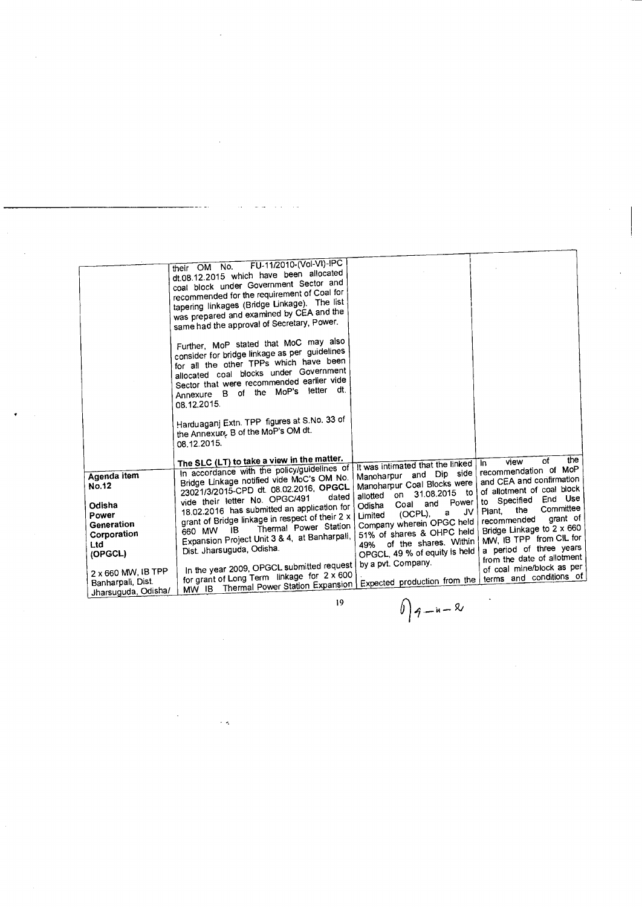| | | | |
|---|---|---|---|
| | their OM No. FU-11/2010-(Vol-VI)-IPC dt.08.12.2015 which have been allocated coal block under Government Sector and recommended for the requirement of Coal for tapering linkages (Bridge Linkage). The list was prepared and examined by CEA and the same had the approval of Secretary, Power.<br><br>Further, MoP stated that MoC may also consider for bridge linkage as per guidelines for all the other TPPs which have been allocated coal blocks under Government Sector that were recommended earlier vide Annexure B of the MoP's letter dt. 08.12.2015.<br><br>Harduaganj Extn. TPP figures at S.No. 33 of the Annexure B of the MoP's OM dt. 08.12.2015.<br><br>**The SLC (LT) to take a view in the matter.** | | |
| **Agenda item No.12**<br><br>**Odisha Power Generation Corporation Ltd (OPGCL)**<br><br>2 x 660 MW, IB TPP Banharpali, Dist. Jharsuguda, Odisha/ | In accordance with the policy/guidelines of Bridge Linkage notified vide MoC's OM No. 23021/3/2015-CPD dt. 08.02.2016, **OPGCL** vide their letter No. OPGC/491 dated 18.02.2016 has submitted an application for grant of Bridge linkage in respect of their 2 x 660 MW IB Thermal Power Station Expansion Project Unit 3 & 4, at Banharpali, Dist. Jharsuguda, Odisha.<br><br>In the year 2009, OPGCL submitted request for grant of Long Term linkage for 2 x 600 MW IB Thermal Power Station Expansion | It was intimated that the linked Manoharpur and Dip side Manoharpur Coal Blocks were allotted on 31.08.2015 to Odisha Coal and Power Limited (OCPL), a JV Company wherein OPGC held 51% of shares & OHPC held 49% of the shares. Within OPGCL, 49 % of equity is held by a pvt. Company.<br><br>Expected production from the | In view of the recommendation of MoP and CEA and confirmation of allotment of coal block to Specified End Use Plant, the Committee recommended grant of Bridge Linkage to 2 x 660 MW, IB TPP from CIL for a period of three years from the date of allotment of coal mine/block as per terms and conditions of |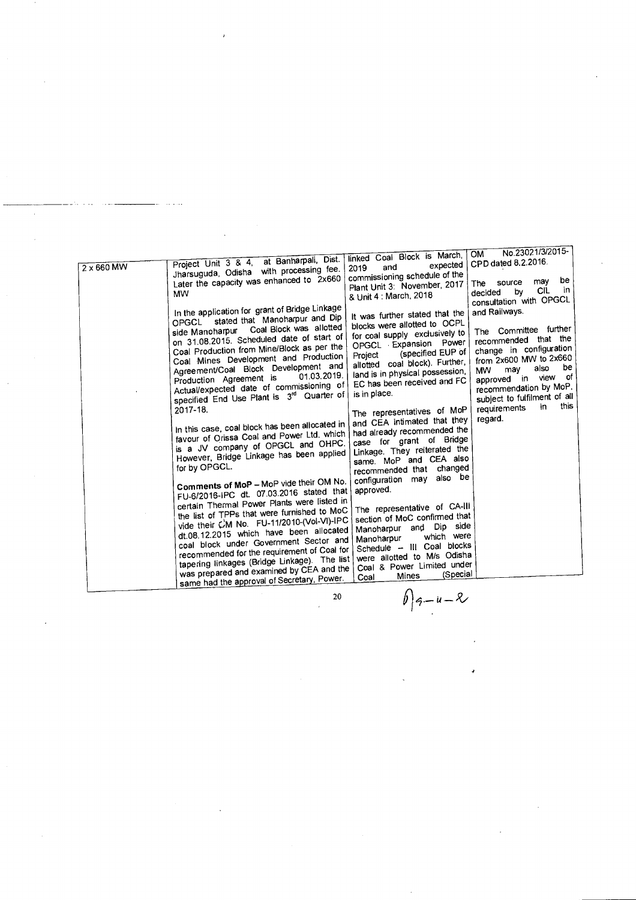| | | | |
|---|---|---|---|
| 2 x 660 MW | Project Unit 3 & 4, at Banharpali, Dist. Jharsuguda, Odisha with processing fee. Later the capacity was enhanced to 2x660 MW<br><br>In the application for grant of Bridge Linkage OPGCL stated that Manoharpur and Dip side Manoharpur Coal Block was allotted on 31.08.2015. Scheduled date of start of Coal Production from Mine/Block as per the Coal Mines Development and Production Agreement/Coal Block Development and Production Agreement is 01.03.2019. Actual/expected date of commissioning of specified End Use Plant is 3rd Quarter of 2017-18.<br><br>In this case, coal block has been allocated in favour of Orissa Coal and Power Ltd. which is a JV company of OPGCL and OHPC. However, Bridge Linkage has been applied for by OPGCL.<br><br>**Comments of MoP** – MoP vide their OM No. FU-6/2016-IPC dt. 07.03.2016 stated that certain Thermal Power Plants were listed in the list of TPPs that were furnished to MoC vide their OM No. FU-11/2010-(Vol-VI)-IPC dt.08.12.2015 which have been allocated coal block under Government Sector and recommended for the requirement of Coal for tapering linkages (Bridge Linkage). The list was prepared and examined by CEA and the same had the approval of Secretary, Power. | linked Coal Block is March, 2019 and expected commissioning schedule of the Plant Unit 3: November, 2017 & Unit 4 : March, 2018<br><br>It was further stated that the blocks were allotted to OCPL for coal supply exclusively to OPGCL Expansion Power Project (specified EUP of allotted coal block). Further, land is in physical possession, EC has been received and FC is in place.<br><br>The representatives of MoP and CEA intimated that they had already recommended the case for grant of Bridge Linkage. They reiterated the same. MoP and CEA also recommended that changed configuration may also be approved.<br><br>The representative of CA-III section of MoC confirmed that Manoharpur and Dip side Manoharpur which were Schedule – III Coal blocks were allotted to M/s Odisha Coal & Power Limited under Coal Mines (Special | OM No.23021/3/2015-CPD dated 8.2.2016.<br><br>The source may be decided by CIL in consultation with OPGCL and Railways.<br><br>The Committee further recommended that the change in configuration from 2x600 MW to 2x660 MW may also be approved in view of recommendation by MoP, subject to fulfilment of all requirements in this regard. |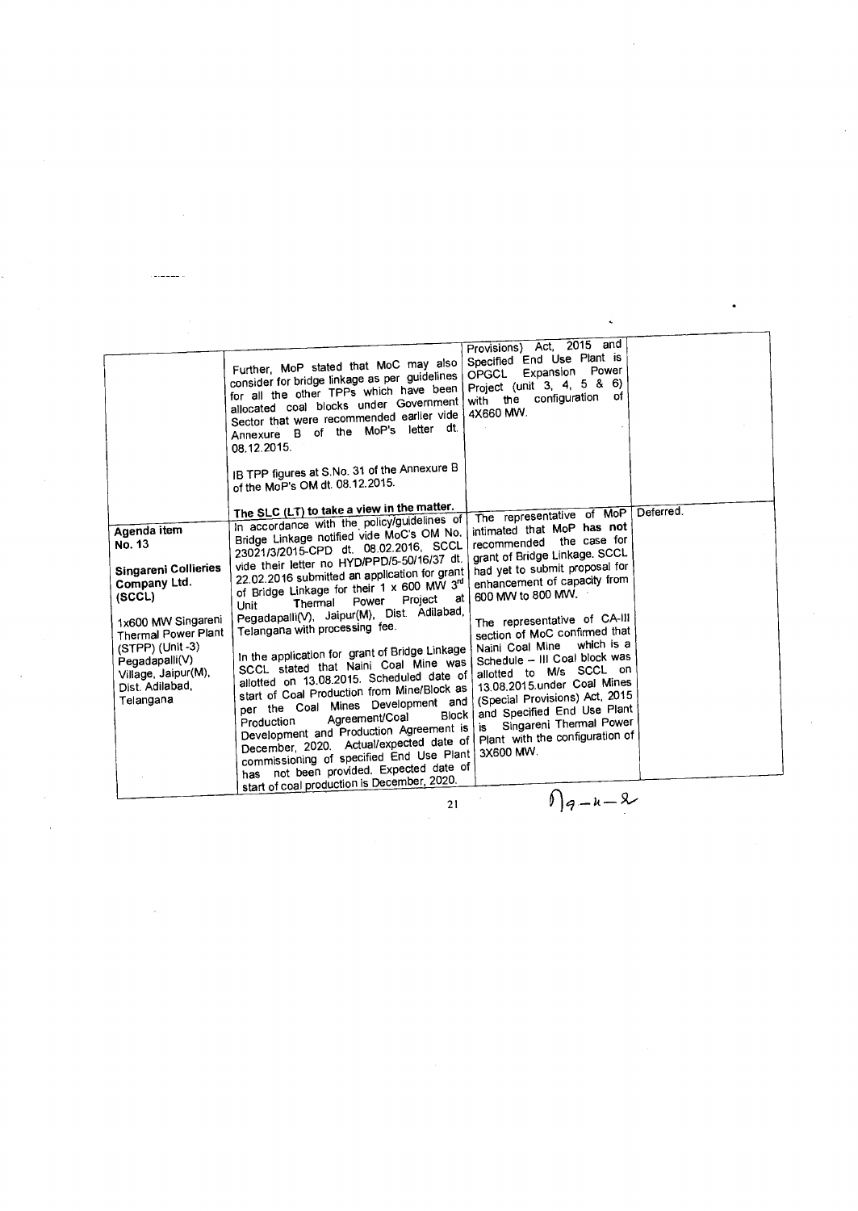| | | | |
|---|---|---|---|
| | Further, MoP stated that MoC may also consider for bridge linkage as per guidelines for all the other TPPs which have been allocated coal blocks under Government Sector that were recommended earlier vide Annexure B of the MoP's letter dt. 08.12.2015.<br><br>IB TPP figures at S.No. 31 of the Annexure B of the MoP's OM dt. 08.12.2015.<br><br>**The SLC (LT) to take a view in the matter.** | Provisions) Act, 2015 and Specified End Use Plant is OPGCL Expansion Power Project (unit 3, 4, 5 & 6) with the configuration of 4X660 MW. | |
| **Agenda item No. 13**<br><br>**Singareni Collieries Company Ltd. (SCCL)**<br><br>1x600 MW Singareni Thermal Power Plant (STPP) (Unit -3) Pegadapalli(V) Village, Jaipur(M), Dist. Adilabad, Telangana | In accordance with the policy/guidelines of Bridge Linkage notified vide MoC's OM No. 23021/3/2015-CPD dt. 08.02.2016, SCCL vide their letter no HYD/PPD/5-50/16/37 dt. 22.02.2016 submitted an application for grant of Bridge Linkage for their 1 x 600 MW 3rd Unit Thermal Power Project at Pegadapalli(V), Jaipur(M), Dist. Adilabad, Telangana with processing fee.<br><br>In the application for grant of Bridge Linkage SCCL stated that Naini Coal Mine was allotted on 13.08.2015. Scheduled date of start of Coal Production from Mine/Block as per the Coal Mines Development and Production Agreement/Coal Block Development and Production Agreement is December, 2020. Actual/expected date of commissioning of specified End Use Plant has not been provided. Expected date of start of coal production is December, 2020. | The representative of MoP intimated that MoP **has not** recommended the case for grant of Bridge Linkage. SCCL had yet to submit proposal for enhancement of capacity from 600 MW to 800 MW.<br><br>The representative of CA-III section of MoC confirmed that Naini Coal Mine which is a Schedule – III Coal block was allotted to M/s SCCL on 13.08.2015.under Coal Mines (Special Provisions) Act, 2015 and Specified End Use Plant is Singareni Thermal Power Plant with the configuration of 3X600 MW. | Deferred. |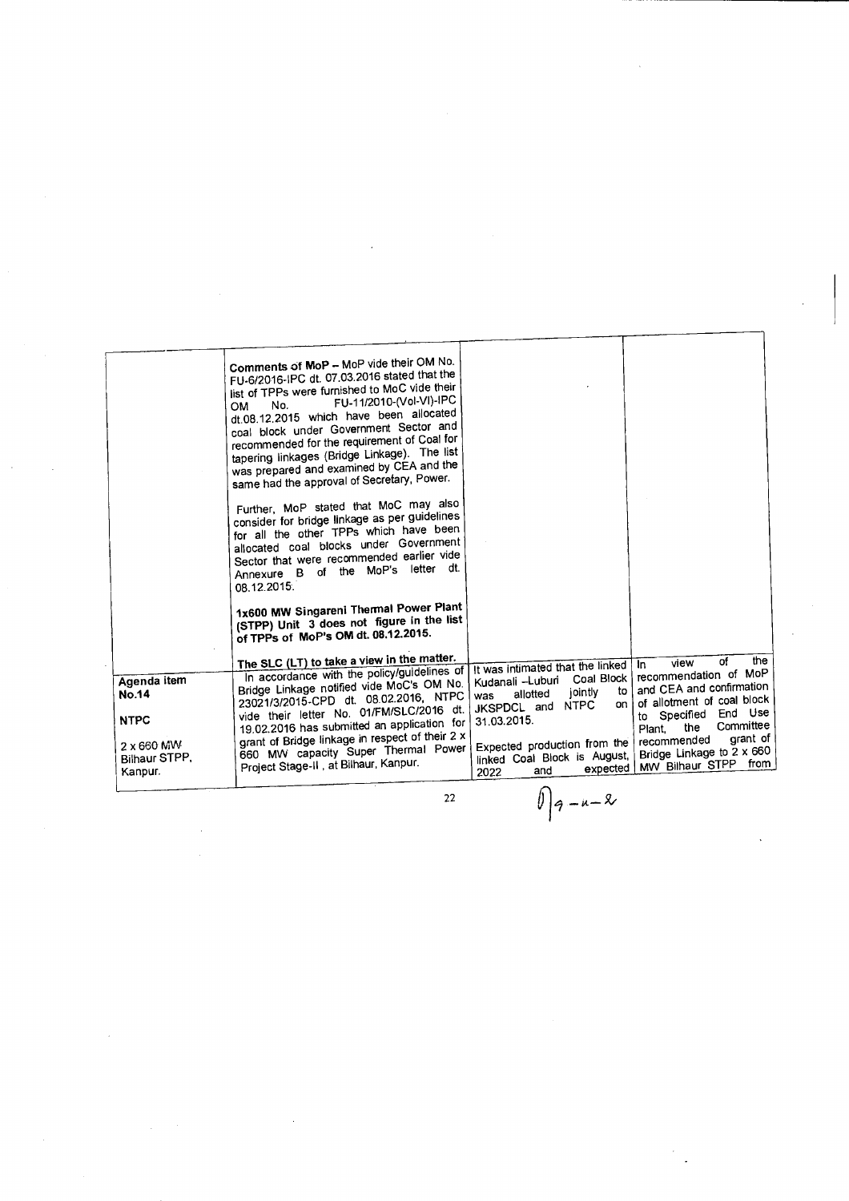| | | | |
|---|---|---|---|
| | **Comments of MoP** – MoP vide their OM No. FU-6/2016-IPC dt. 07.03.2016 stated that the list of TPPs were furnished to MoC vide their OM No. FU-11/2010-(Vol-VI)-IPC dt.08.12.2015 which have been allocated coal block under Government Sector and recommended for the requirement of Coal for tapering linkages (Bridge Linkage). The list was prepared and examined by CEA and the same had the approval of Secretary, Power.<br><br>Further, MoP stated that MoC may also consider for bridge linkage as per guidelines for all the other TPPs which have been allocated coal blocks under Government Sector that were recommended earlier vide Annexure B of the MoP's letter dt. 08.12.2015.<br><br>**1x600 MW Singareni Thermal Power Plant (STPP) Unit 3 does not figure in the list of TPPs of MoP's OM dt. 08.12.2015.**<br><br>**The SLC (LT) to take a view in the matter.** | | |
| **Agenda item No.14**<br><br>**NTPC**<br><br>2 x 660 MW Bilhaur STPP, Kanpur. | In accordance with the policy/guidelines of Bridge Linkage notified vide MoC's OM No. 23021/3/2015-CPD dt. 08.02.2016, NTPC vide their letter No. 01/FM/SLC/2016 dt. 19.02.2016 has submitted an application for grant of Bridge linkage in respect of their 2 x 660 MW capacity Super Thermal Power Project Stage-II, at Bilhaur, Kanpur. | It was intimated that the linked Kudanali –Luburi Coal Block was allotted jointly to JKSPDCL and NTPC on 31.03.2015.<br><br>Expected production from the linked Coal Block is August, 2022 and expected | In view of the recommendation of MoP and CEA and confirmation of allotment of coal block to Specified End Use Plant, the Committee recommended grant of Bridge Linkage to 2 x 660 MW Bilhaur STPP from |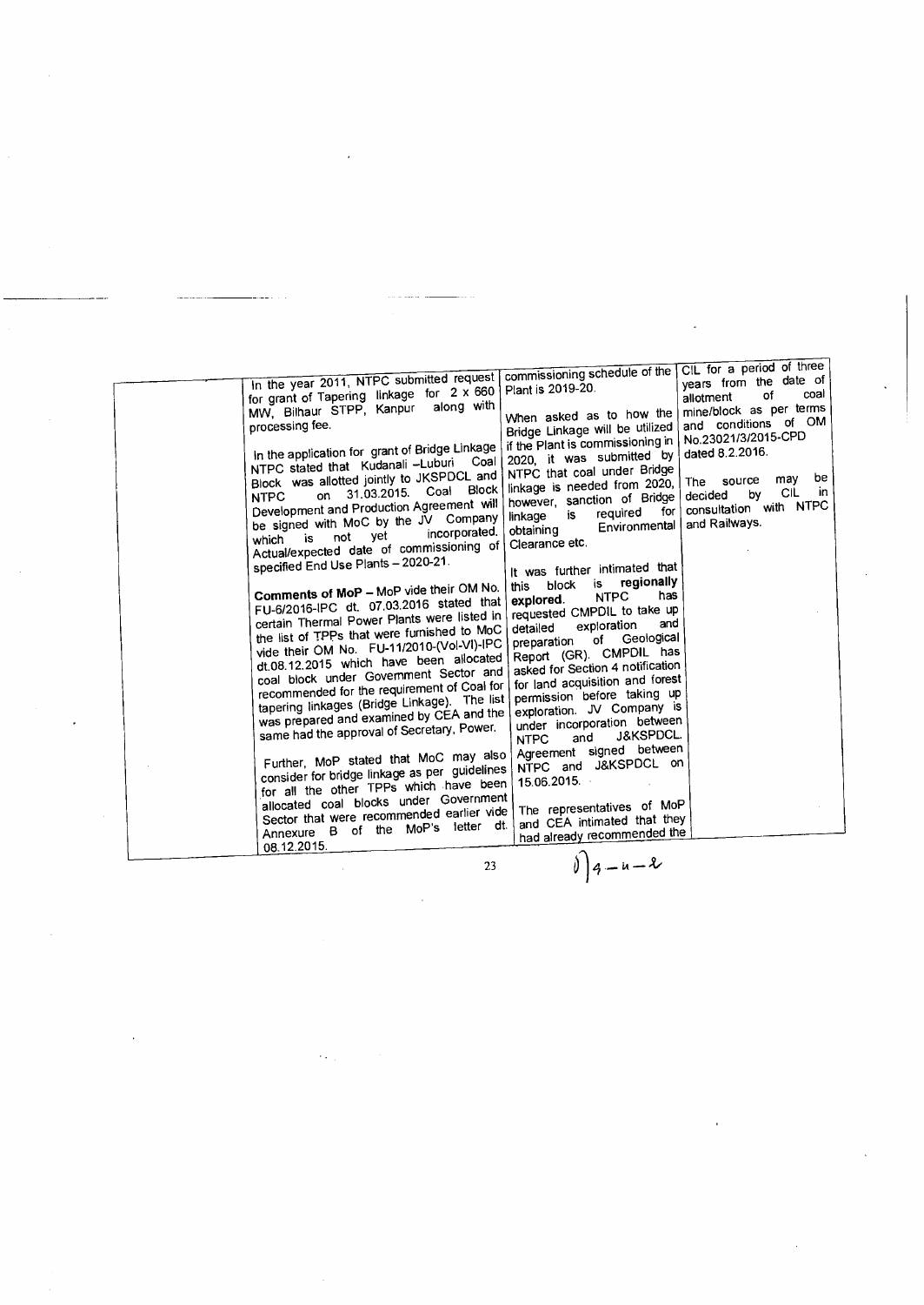| | | | |
|---|---|---|---|
| | In the year 2011, NTPC submitted request for grant of Tapering linkage for 2 x 660 MW, Bilhaur STPP, Kanpur along with processing fee.<br><br>In the application for grant of Bridge Linkage NTPC stated that Kudanali –Luburi Coal Block was allotted jointly to JKSPDCL and NTPC on 31.03.2015. Coal Block Development and Production Agreement will be signed with MoC by the JV Company which is not yet incorporated. Actual/expected date of commissioning of specified End Use Plants – 2020-21.<br><br>**Comments of MoP** – MoP vide their OM No. FU-6/2016-IPC dt. 07.03.2016 stated that certain Thermal Power Plants were listed in the list of TPPs that were furnished to MoC vide their OM No. FU-11/2010-(Vol-VI)-IPC dt.08.12.2015 which have been allocated coal block under Government Sector and recommended for the requirement of Coal for tapering linkages (Bridge Linkage). The list was prepared and examined by CEA and the same had the approval of Secretary, Power.<br><br>Further, MoP stated that MoC may also consider for bridge linkage as per guidelines for all the other TPPs which have been allocated coal blocks under Government Sector that were recommended earlier vide Annexure B of the MoP's letter dt. 08.12.2015. | commissioning schedule of the Plant is 2019-20.<br><br>When asked as to how the Bridge Linkage will be utilized if the Plant is commissioning in 2020, it was submitted by NTPC that coal under Bridge linkage is needed from 2020, however, sanction of Bridge linkage is required for obtaining Environmental Clearance etc.<br><br>It was further intimated that this block is **regionally explored.** NTPC has requested CMPDIL to take up detailed exploration and preparation of Geological Report (GR). CMPDIL has asked for Section 4 notification for land acquisition and forest permission before taking up exploration. JV Company is under incorporation between NTPC and J&KSPDCL. Agreement signed between NTPC and J&KSPDCL on 15.06.2015.<br><br>The representatives of MoP and CEA intimated that they had already recommended the | CIL for a period of three years from the date of allotment of coal mine/block as per terms and conditions of OM No.23021/3/2015-CPD dated 8.2.2016.<br><br>The source may be decided by CIL in consultation with NTPC and Railways. |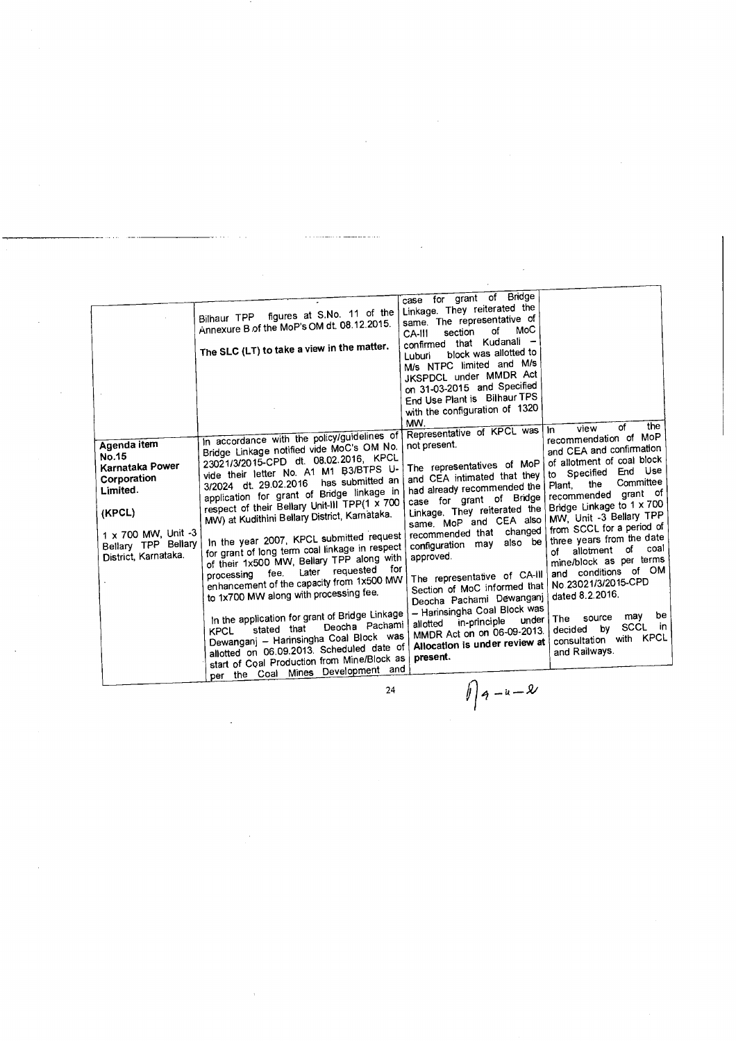| | | | |
|---|---|---|---|
| | Bilhaur TPP figures at S.No. 11 of the Annexure B of the MoP's OM dt. 08.12.2015.<br><br>**The SLC (LT) to take a view in the matter.** | case for grant of Bridge Linkage. They reiterated the same. The representative of CA-III section of MoC confirmed that Kudanali – Luburi block was allotted to M/s NTPC limited and M/s JKSPDCL under MMDR Act on 31-03-2015 and Specified End Use Plant is Bilhaur TPS with the configuration of 1320 MW. | |
| **Agenda item No.15**<br>**Karnataka Power Corporation Limited.**<br><br>**(KPCL)**<br><br>1 x 700 MW, Unit -3 Bellary TPP Bellary District, Karnataka. | In accordance with the policy/guidelines of Bridge Linkage notified vide MoC's OM No. 23021/3/2015-CPD dt. 08.02.2016, KPCL vide their letter No. A1 M1 B3/BTPS U-3/2024 dt. 29.02.2016 has submitted an application for grant of Bridge linkage in respect of their Bellary Unit-III TPP(1 x 700 MW) at Kudithini Bellary District, Karnataka.<br><br>In the year 2007, KPCL submitted request for grant of long term coal linkage in respect of their 1x500 MW, Bellary TPP along with processing fee. Later requested for enhancement of the capacity from 1x500 MW to 1x700 MW along with processing fee.<br><br>In the application for grant of Bridge Linkage KPCL stated that Deocha Pachami Dewanganj – Harinsingha Coal Block was allotted on 06.09.2013. Scheduled date of start of Coal Production from Mine/Block as per the Coal Mines Development and | Representative of KPCL was not present.<br><br>The representatives of MoP and CEA intimated that they had already recommended the case for grant of Bridge Linkage. They reiterated the same. MoP and CEA also recommended that changed configuration may also be approved.<br><br>The representative of CA-III Section of MoC informed that Deocha Pachami Dewanganj – Harinsingha Coal Block was allotted in-principle under MMDR Act on on 06-09-2013. **Allocation is under review at present.** | In view of the recommendation of MoP and CEA and confirmation of allotment of coal block to Specified End Use Plant, the Committee recommended grant of Bridge Linkage to 1 x 700 MW, Unit -3 Bellary TPP from SCCL for a period of three years from the date of allotment of coal mine/block as per terms and conditions of OM No 23021/3/2015-CPD dated 8.2.2016.<br><br>The source may be decided by SCCL in consultation with KPCL and Railways. |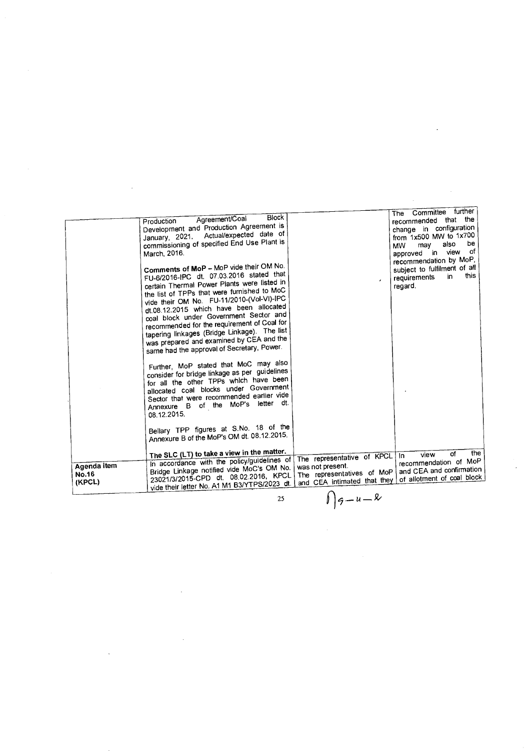|  |  |  |  |
|---|---|---|---|
|  | Production Agreement/Coal Block Development and Production Agreement is January, 2021. Actual/expected date of commissioning of specified End Use Plant is March, 2016.<br><br>**Comments of MoP** – MoP vide their OM No. FU-6/2016-IPC dt. 07.03.2016 stated that certain Thermal Power Plants were listed in the list of TPPs that were furnished to MoC vide their OM No. FU-11/2010-(Vol-VI)-IPC dt.08.12.2015 which have been allocated coal block under Government Sector and recommended for the requirement of Coal for tapering linkages (Bridge Linkage). The list was prepared and examined by CEA and the same had the approval of Secretary, Power.<br><br>Further, MoP stated that MoC may also consider for bridge linkage as per guidelines for all the other TPPs which have been allocated coal blocks under Government Sector that were recommended earlier vide Annexure B of the MoP's letter dt. 08.12.2015.<br><br>Bellary TPP figures at S.No. 18 of the Annexure B of the MoP's OM dt. 08.12.2015.<br><br>**The SLC (LT) to take a view in the matter.** |  | The Committee further recommended that the change in configuration from 1x500 MW to 1x700 MW may also be approved in view of recommendation by MoP, subject to fulfilment of all requirements in this regard. |
| **Agenda item No.16 (KPCL)** | In accordance with the policy/guidelines of Bridge Linkage notified vide MoC's OM No. 23021/3/2015-CPD dt. 08.02.2016, KPCL vide their letter No. A1 M1 B3/YTPS/2023 dt. | The representative of KPCL was not present.<br>The representatives of MoP and CEA intimated that they | In view of the recommendation of MoP and CEA and confirmation of allotment of coal block |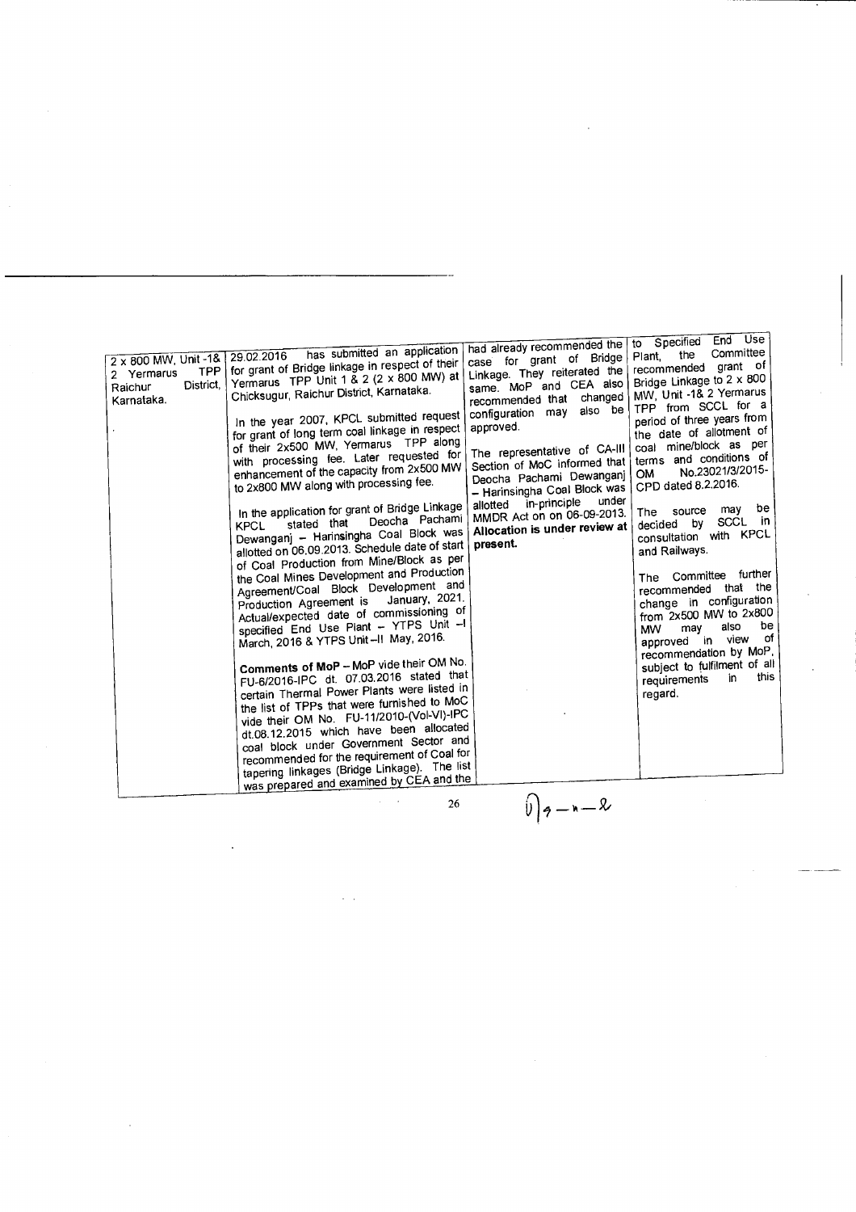| | | | |
|---|---|---|---|
| 2 x 800 MW, Unit -1& 2 Yermarus TPP Raichur District, Karnataka. | 29.02.2016 has submitted an application for grant of Bridge linkage in respect of their Yermarus TPP Unit 1 & 2 (2 x 800 MW) at Chicksugur, Raichur District, Karnataka.<br><br>In the year 2007, KPCL submitted request for grant of long term coal linkage in respect of their 2x500 MW, Yermarus TPP along with processing fee. Later requested for enhancement of the capacity from 2x500 MW to 2x800 MW along with processing fee.<br><br>In the application for grant of Bridge Linkage KPCL stated that Deocha Pachami Dewanganj – Harinsingha Coal Block was allotted on 06.09.2013. Schedule date of start of Coal Production from Mine/Block as per the Coal Mines Development and Production Agreement/Coal Block Development and Production Agreement is January, 2021. Actual/expected date of commissioning of specified End Use Plant – YTPS Unit –I March, 2016 & YTPS Unit –II May, 2016.<br><br>**Comments of MoP** – MoP vide their OM No. FU-6/2016-IPC dt. 07.03.2016 stated that certain Thermal Power Plants were listed in the list of TPPs that were furnished to MoC vide their OM No. FU-11/2010-(Vol-VI)-IPC dt.08.12.2015 which have been allocated coal block under Government Sector and recommended for the requirement of Coal for tapering linkages (Bridge Linkage). The list was prepared and examined by CEA and the | had already recommended the case for grant of Bridge Linkage. They reiterated the same. MoP and CEA also recommended that changed configuration may also be approved.<br><br>The representative of CA-III Section of MoC informed that Deocha Pachami Dewanganj – Harinsingha Coal Block was allotted in-principle under MMDR Act on on 06-09-2013. **Allocation is under review at present.** | to Specified End Use Plant, the Committee recommended grant of Bridge Linkage to 2 x 800 MW, Unit -1& 2 Yermarus TPP from SCCL for a period of three years from the date of allotment of coal mine/block as per terms and conditions of OM No.23021/3/2015-CPD dated 8.2.2016.<br><br>The source may be decided by SCCL in consultation with KPCL and Railways.<br><br>The Committee further recommended that the change in configuration from 2x500 MW to 2x800 MW may also be approved in view of recommendation by MoP, subject to fulfilment of all requirements in this regard. |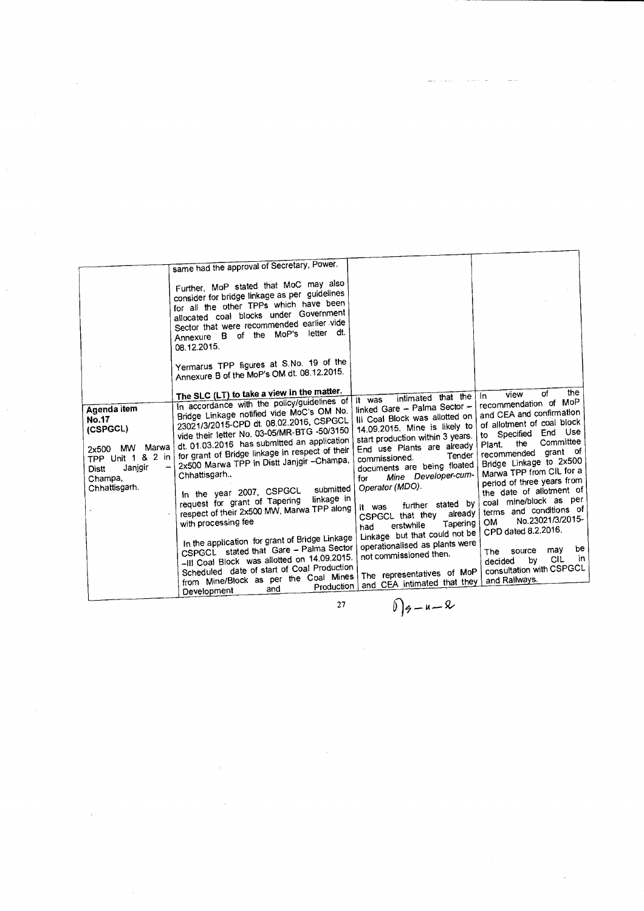| | | | |
|---|---|---|---|
| | same had the approval of Secretary, Power.<br><br>Further, MoP stated that MoC may also consider for bridge linkage as per guidelines for all the other TPPs which have been allocated coal blocks under Government Sector that were recommended earlier vide Annexure B of the MoP's letter dt. 08.12.2015.<br><br>Yermarus TPP figures at S.No. 19 of the Annexure B of the MoP's OM dt. 08.12.2015.<br><br>**The SLC (LT) to take a view in the matter.** | | |
| **Agenda item No.17 (CSPGCL)**<br><br>2x500 MW Marwa TPP Unit 1 & 2 in Distt Janjgir – Champa, Chhattisgarh. | In accordance with the policy/guidelines of Bridge Linkage notified vide MoC's OM No. 23021/3/2015-CPD dt. 08.02.2016, CSPGCL vide their letter No. 03-05/MR-BTG -50/3150 dt. 01.03.2016 has submitted an application for grant of Bridge linkage in respect of their 2x500 Marwa TPP in Distt Janjgir –Champa, Chhattisgarh.,<br><br>In the year 2007, CSPGCL submitted request for grant of Tapering linkage in respect of their 2x500 MW, Marwa TPP along with processing fee<br><br>In the application for grant of Bridge Linkage CSPGCL stated that Gare – Palma Sector –III Coal Block was allotted on 14.09.2015. Scheduled date of start of Coal Production from Mine/Block as per the Coal Mines Development and Production | It was intimated that the linked Gare – Palma Sector – III Coal Block was allotted on 14.09.2015. Mine is likely to start production within 3 years. End use Plants are already commissioned. Tender documents are being floated for *Mine Developer-cum-Operator (MDO)*.<br><br>It was further stated by CSPGCL that they already had erstwhile Tapering Linkage but that could not be operationalised as plants were not commissioned then.<br><br>The representatives of MoP and CEA intimated that they | In view of the recommendation of MoP and CEA and confirmation of allotment of coal block to Specified End Use Plant, the Committee recommended grant of Bridge Linkage to 2x500 Marwa TPP from CIL for a period of three years from the date of allotment of coal mine/block as per terms and conditions of OM No.23021/3/2015-CPD dated 8.2.2016.<br><br>The source may be decided by CIL in consultation with CSPGCL and Railways. |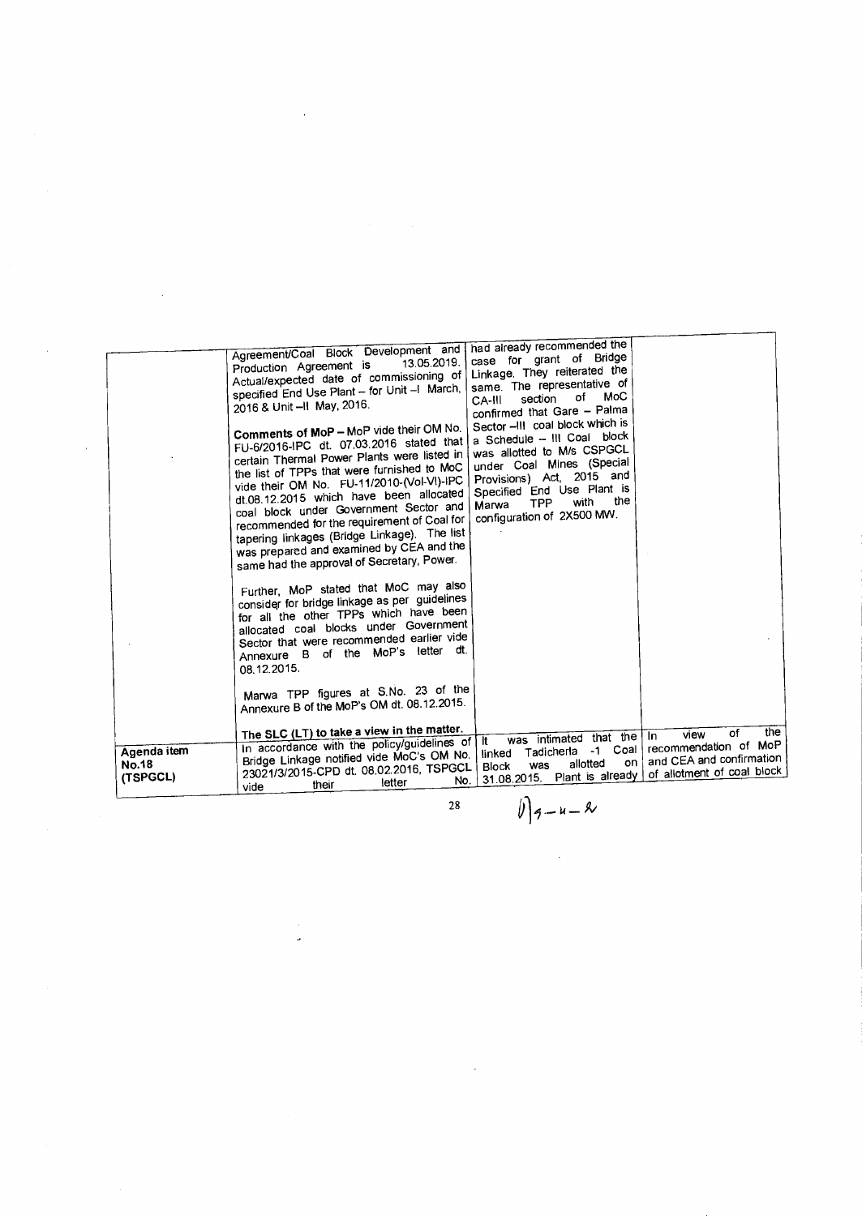| | | | |
|---|---|---|---|
| | Agreement/Coal Block Development and Production Agreement is 13.05.2019. Actual/expected date of commissioning of specified End Use Plant – for Unit –I March, 2016 & Unit –II May, 2016.<br><br>**Comments of MoP** – MoP vide their OM No. FU-6/2016-IPC dt. 07.03.2016 stated that certain Thermal Power Plants were listed in the list of TPPs that were furnished to MoC vide their OM No. FU-11/2010-(Vol-VI)-IPC dt.08.12.2015 which have been allocated coal block under Government Sector and recommended for the requirement of Coal for tapering linkages (Bridge Linkage). The list was prepared and examined by CEA and the same had the approval of Secretary, Power.<br><br>Further, MoP stated that MoC may also consider for bridge linkage as per guidelines for all the other TPPs which have been allocated coal blocks under Government Sector that were recommended earlier vide Annexure B of the MoP's letter dt. 08.12.2015.<br><br>Marwa TPP figures at S.No. 23 of the Annexure B of the MoP's OM dt. 08.12.2015.<br><br>**The SLC (LT) to take a view in the matter.** | had already recommended the case for grant of Bridge Linkage. They reiterated the same. The representative of CA-III section of MoC confirmed that Gare – Palma Sector –III coal block which is a Schedule – III Coal block was allotted to M/s CSPGCL under Coal Mines (Special Provisions) Act, 2015 and Specified End Use Plant is Marwa TPP with the configuration of 2X500 MW. | |
| **Agenda item No.18 (TSPGCL)** | In accordance with the policy/guidelines of Bridge Linkage notified vide MoC's OM No. 23021/3/2015-CPD dt. 08.02.2016, TSPGCL vide their letter No. | It was intimated that the linked Tadicherla -1 Coal Block was allotted on 31.08.2015. Plant is already | In view of the recommendation of MoP and CEA and confirmation of allotment of coal block |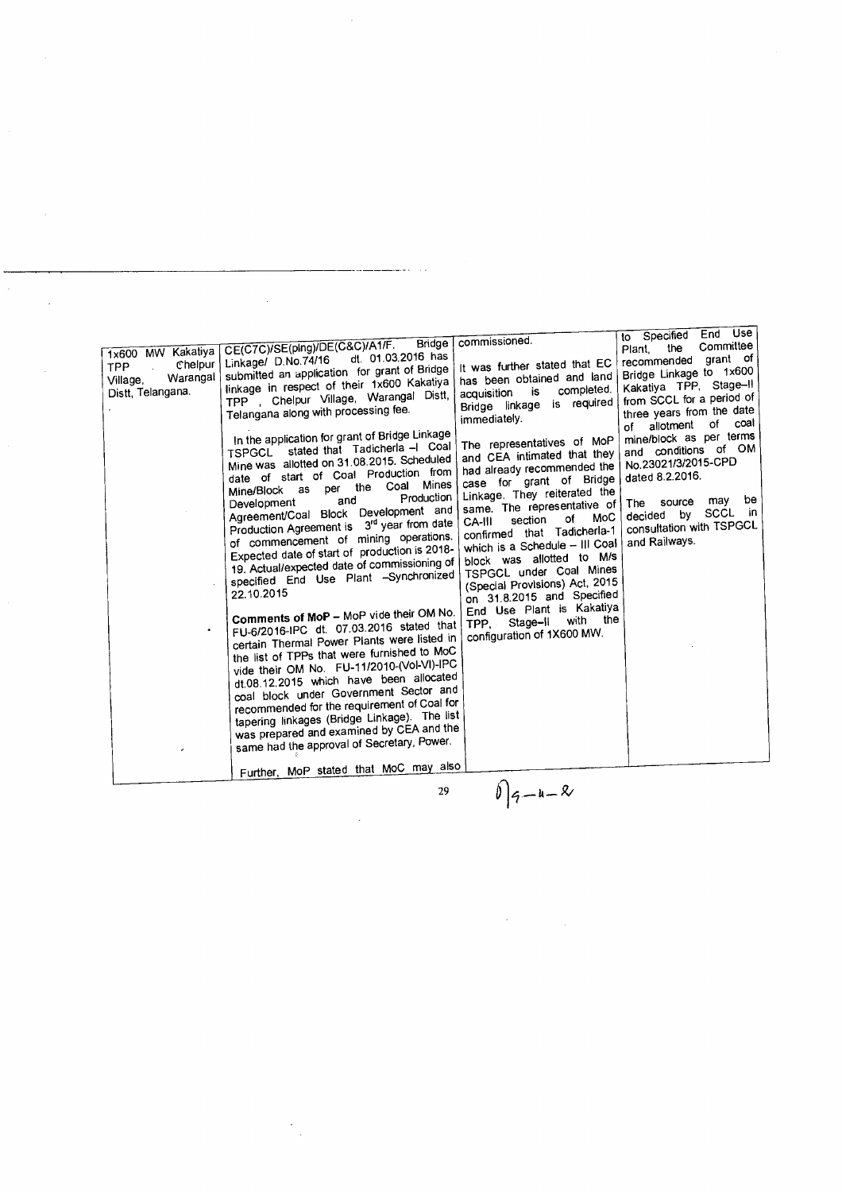| | | | |
|---|---|---|---|
| 1x600 MW Kakatiya TPP Chelpur Village, Warangal Distt, Telangana. | CE(C7C)/SE(plng)/DE(C&C)/A1/F. Bridge Linkage/ D.No.74/16 dt. 01.03.2016 has submitted an application for grant of Bridge linkage in respect of their 1x600 Kakatiya TPP, Chelpur Village, Warangal Distt, Telangana along with processing fee.<br><br>In the application for grant of Bridge Linkage TSPGCL stated that Tadicherla –I Coal Mine was allotted on 31.08.2015. Scheduled date of start of Coal Production from Mine/Block as per the Coal Mines Development and Production Agreement/Coal Block Development and Production Agreement is 3rd year from date of commencement of mining operations. Expected date of start of production is 2018-19. Actual/expected date of commissioning of specified End Use Plant –Synchronized 22.10.2015<br><br>**Comments of MoP** – MoP vide their OM No. FU-6/2016-IPC dt. 07.03.2016 stated that certain Thermal Power Plants were listed in the list of TPPs that were furnished to MoC vide their OM No. FU-11/2010-(Vol-VI)-IPC dt.08.12.2015 which have been allocated coal block under Government Sector and recommended for the requirement of Coal for tapering linkages (Bridge Linkage). The list was prepared and examined by CEA and the same had the approval of Secretary, Power.<br><br>Further, MoP stated that MoC may also | commissioned.<br><br>It was further stated that EC has been obtained and land acquisition is completed. Bridge linkage is required immediately.<br><br>The representatives of MoP and CEA intimated that they had already recommended the case for grant of Bridge Linkage. They reiterated the same. The representative of CA-III section of MoC confirmed that Tadicherla-1 which is a Schedule – III Coal block was allotted to M/s TSPGCL under Coal Mines (Special Provisions) Act, 2015 on 31.8.2015 and Specified End Use Plant is Kakatiya TPP, Stage–II with the configuration of 1X600 MW. | to Specified End Use Plant, the Committee recommended grant of Bridge Linkage to 1x600 Kakatiya TPP, Stage–II from SCCL for a period of three years from the date of allotment of coal mine/block as per terms and conditions of OM No.23021/3/2015-CPD dated 8.2.2016.<br><br>The source may be decided by SCCL in consultation with TSPGCL and Railways. |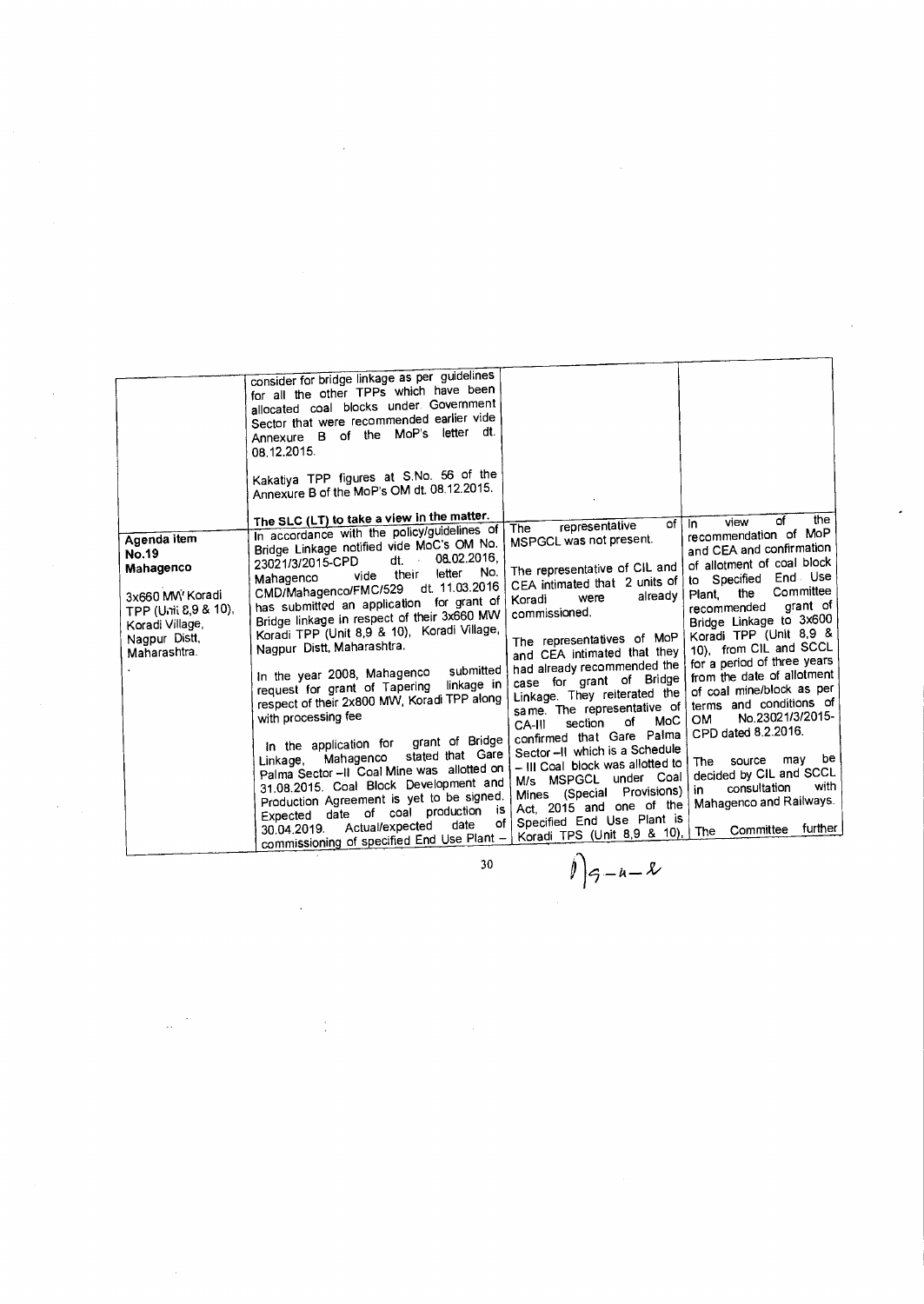| | | | |
|---|---|---|---|
| | consider for bridge linkage as per guidelines for all the other TPPs which have been allocated coal blocks under Government Sector that were recommended earlier vide Annexure B of the MoP's letter dt. 08.12.2015.<br><br>Kakatiya TPP figures at S.No. 56 of the Annexure B of the MoP's OM dt. 08.12.2015.<br><br>**The SLC (LT) to take a view in the matter.** | | |
| **Agenda item No.19**<br>**Mahagenco**<br><br>3x660 MW Koradi TPP (Unit 8,9 & 10), Koradi Village, Nagpur Distt, Maharashtra. | In accordance with the policy/guidelines of Bridge Linkage notified vide MoC's OM No. 23021/3/2015-CPD dt. 08.02.2016, Mahagenco vide their letter No. CMD/Mahagenco/FMC/529 dt. 11.03.2016 has submitted an application for grant of Bridge linkage in respect of their 3x660 MW Koradi TPP (Unit 8,9 & 10), Koradi Village, Nagpur Distt, Maharashtra.<br><br>In the year 2008, Mahagenco submitted request for grant of Tapering linkage in respect of their 2x800 MW, Koradi TPP along with processing fee<br><br>In the application for grant of Bridge Linkage, Mahagenco stated that Gare Palma Sector –II Coal Mine was allotted on 31.08.2015. Coal Block Development and Production Agreement is yet to be signed. Expected date of coal production is 30.04.2019. Actual/expected date of commissioning of specified End Use Plant – | The representative of MSPGCL was not present.<br><br>The representative of CIL and CEA intimated that 2 units of Koradi were already commissioned.<br><br>The representatives of MoP and CEA intimated that they had already recommended the case for grant of Bridge Linkage. They reiterated the same. The representative of CA-III section of MoC confirmed that Gare Palma Sector –II which is a Schedule – III Coal block was allotted to M/s MSPGCL under Coal Mines (Special Provisions) Act, 2015 and one of the Specified End Use Plant is Koradi TPS (Unit 8,9 & 10), | In view of the recommendation of MoP and CEA and confirmation of allotment of coal block to Specified End Use Plant, the Committee recommended grant of Bridge Linkage to 3x600 Koradi TPP (Unit 8,9 & 10), from CIL and SCCL for a period of three years from the date of allotment of coal mine/block as per terms and conditions of OM No.23021/3/2015-CPD dated 8.2.2016.<br><br>The source may be decided by CIL and SCCL in consultation with Mahagenco and Railways.<br><br>The Committee further |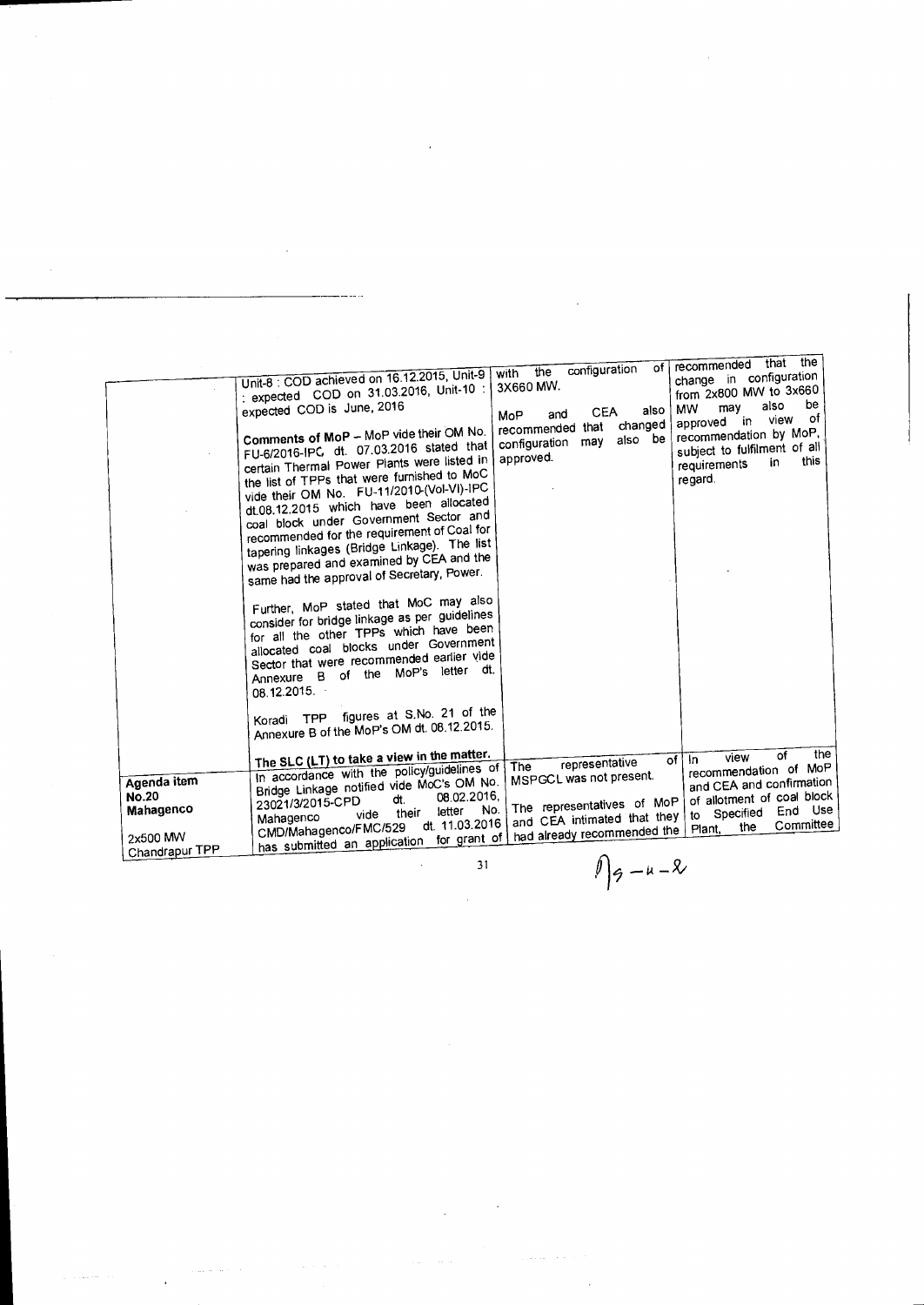| | | | |
|---|---|---|---|
| | Unit-8 : COD achieved on 16.12.2015, Unit-9 : expected COD on 31.03.2016, Unit-10 : expected COD is June, 2016<br><br>**Comments of MoP** – MoP vide their OM No. FU-6/2016-IPC dt. 07.03.2016 stated that certain Thermal Power Plants were listed in the list of TPPs that were furnished to MoC vide their OM No. FU-11/2010-(Vol-VI)-IPC dt.08.12.2015 which have been allocated coal block under Government Sector and recommended for the requirement of Coal for tapering linkages (Bridge Linkage). The list was prepared and examined by CEA and the same had the approval of Secretary, Power.<br><br>Further, MoP stated that MoC may also consider for bridge linkage as per guidelines for all the other TPPs which have been allocated coal blocks under Government Sector that were recommended earlier vide Annexure B of the MoP's letter dt. 08.12.2015.<br><br>Koradi TPP figures at S.No. 21 of the Annexure B of the MoP's OM dt. 08.12.2015.<br><br>**The SLC (LT) to take a view in the matter.** | with the configuration of 3X660 MW.<br><br>MoP and CEA also recommended that changed configuration may also be approved. | recommended that the change in configuration from 2x800 MW to 3x660 MW may also be approved in view of recommendation by MoP, subject to fulfilment of all requirements in this regard. |
| **Agenda item No.20**<br>**Mahagenco**<br><br>2x500 MW Chandrapur TPP | In accordance with the policy/guidelines of Bridge Linkage notified vide MoC's OM No. 23021/3/2015-CPD dt. 08.02.2016, Mahagenco vide their letter No. CMD/Mahagenco/FMC/529 dt. 11.03.2016 has submitted an application for grant of | The representative of MSPGCL was not present.<br><br>The representatives of MoP and CEA intimated that they had already recommended the | In view of the recommendation of MoP and CEA and confirmation of allotment of coal block to Specified End Use Plant, the Committee |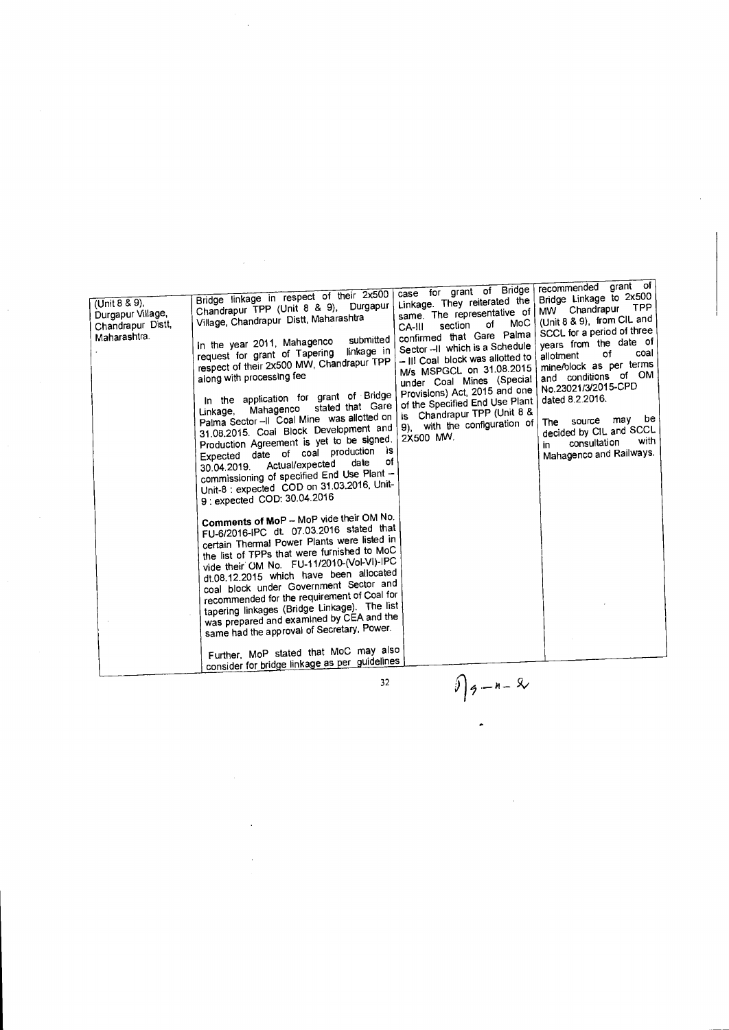| | | | |
|---|---|---|---|
| (Unit 8 & 9), Durgapur Village, Chandrapur Distt, Maharashtra. | Bridge linkage in respect of their 2x500 Chandrapur TPP (Unit 8 & 9), Durgapur Village, Chandrapur Distt, Maharashtra<br><br>In the year 2011, Mahagenco submitted request for grant of Tapering linkage in respect of their 2x500 MW, Chandrapur TPP along with processing fee<br><br>In the application for grant of Bridge Linkage, Mahagenco stated that Gare Palma Sector –II Coal Mine was allotted on 31.08.2015. Coal Block Development and Production Agreement is yet to be signed. Expected date of coal production is 30.04.2019. Actual/expected date of commissioning of specified End Use Plant – Unit-8 : expected COD on 31.03.2016, Unit-9 : expected COD: 30.04.2016<br><br>**Comments of MoP** – MoP vide their OM No. FU-6/2016-IPC dt. 07.03.2016 stated that certain Thermal Power Plants were listed in the list of TPPs that were furnished to MoC vide their OM No. FU-11/2010-(Vol-VI)-IPC dt.08.12.2015 which have been allocated coal block under Government Sector and recommended for the requirement of Coal for tapering linkages (Bridge Linkage). The list was prepared and examined by CEA and the same had the approval of Secretary, Power.<br><br>Further, MoP stated that MoC may also consider for bridge linkage as per guidelines | case for grant of Bridge Linkage. They reiterated the same. The representative of CA-III section of MoC confirmed that Gare Palma Sector –II which is a Schedule – III Coal block was allotted to M/s MSPGCL on 31.08.2015 under Coal Mines (Special Provisions) Act, 2015 and one of the Specified End Use Plant is Chandrapur TPP (Unit 8 & 9), with the configuration of 2X500 MW. | recommended grant of Bridge Linkage to 2x500 MW Chandrapur TPP (Unit 8 & 9), from CIL and SCCL for a period of three years from the date of allotment of coal mine/block as per terms and conditions of OM No.23021/3/2015-CPD dated 8.2.2016.<br><br>The source may be decided by CIL and SCCL in consultation with Mahagenco and Railways. |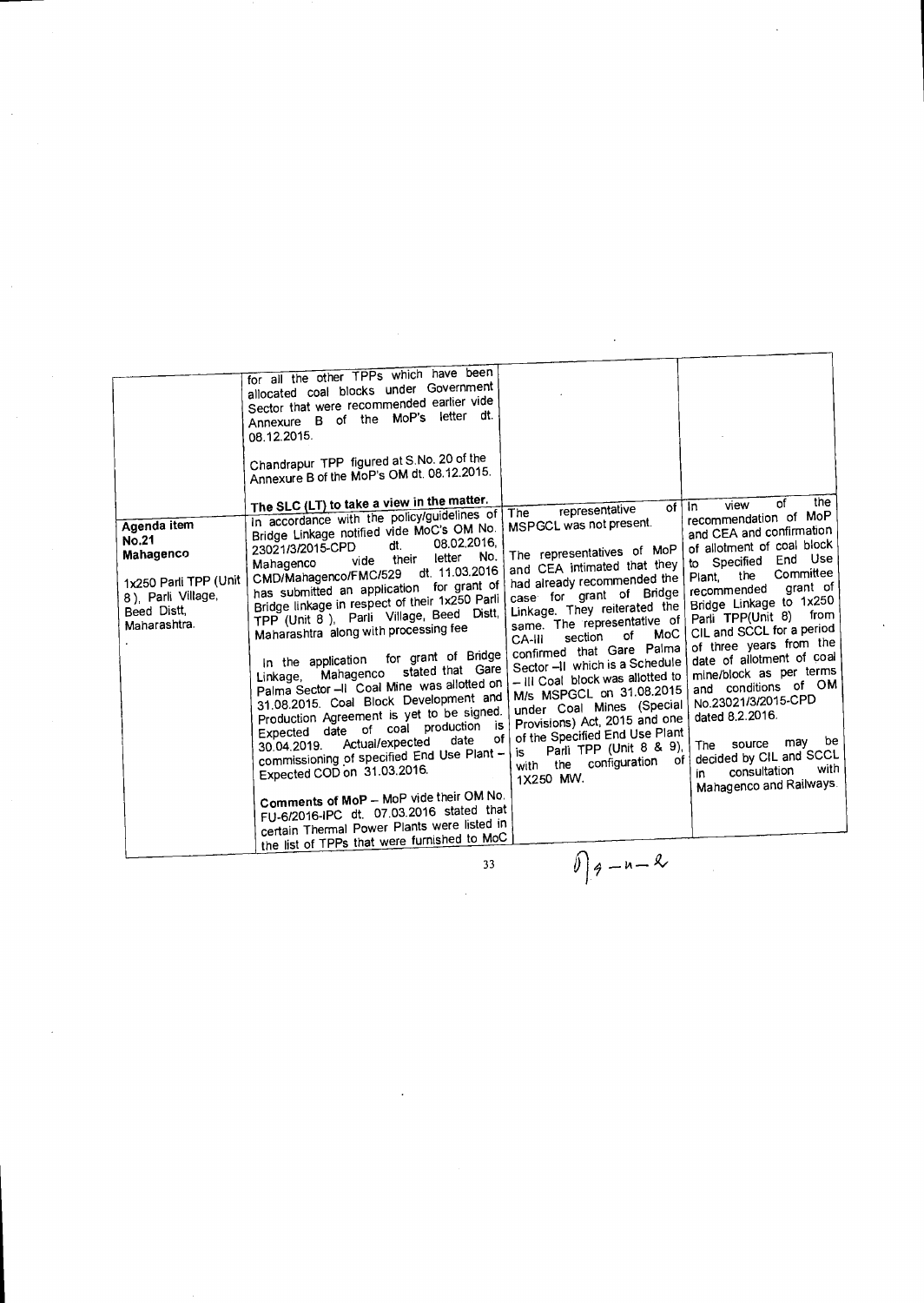| | | | |
|---|---|---|---|
| | for all the other TPPs which have been allocated coal blocks under Government Sector that were recommended earlier vide Annexure B of the MoP's letter dt. 08.12.2015.<br><br>Chandrapur TPP figured at S.No. 20 of the Annexure B of the MoP's OM dt. 08.12.2015.<br><br>**The SLC (LT) to take a view in the matter.** | | |
| **Agenda item No.21**<br>**Mahagenco**<br><br>1x250 Parli TPP (Unit 8), Parli Village, Beed Distt, Maharashtra. | In accordance with the policy/guidelines of Bridge Linkage notified vide MoC's OM No. 23021/3/2015-CPD dt. 08.02.2016, Mahagenco vide their letter No. CMD/Mahagenco/FMC/529 dt. 11.03.2016 has submitted an application for grant of Bridge linkage in respect of their 1x250 Parli TPP (Unit 8 ), Parli Village, Beed Distt, Maharashtra along with processing fee<br><br>In the application for grant of Bridge Linkage, Mahagenco stated that Gare Palma Sector –II Coal Mine was allotted on 31.08.2015. Coal Block Development and Production Agreement is yet to be signed. Expected date of coal production is 30.04.2019. Actual/expected date of commissioning of specified End Use Plant – Expected COD on 31.03.2016.<br><br>**Comments of MoP** – MoP vide their OM No. FU-6/2016-IPC dt. 07.03.2016 stated that certain Thermal Power Plants were listed in the list of TPPs that were furnished to MoC | The representative of MSPGCL was not present.<br><br>The representatives of MoP and CEA intimated that they had already recommended the case for grant of Bridge Linkage. They reiterated the same. The representative of CA-III section of MoC confirmed that Gare Palma Sector –II which is a Schedule – III Coal block was allotted to M/s MSPGCL on 31.08.2015 under Coal Mines (Special Provisions) Act, 2015 and one of the Specified End Use Plant is Parli TPP (Unit 8 & 9), with the configuration of 1X250 MW. | In view of the recommendation of MoP and CEA and confirmation of allotment of coal block to Specified End Use Plant, the Committee recommended grant of Bridge Linkage to 1x250 Parli TPP(Unit 8) from CIL and SCCL for a period of three years from the date of allotment of coal mine/block as per terms and conditions of OM No.23021/3/2015-CPD dated 8.2.2016.<br><br>The source may be decided by CIL and SCCL in consultation with Mahagenco and Railways. |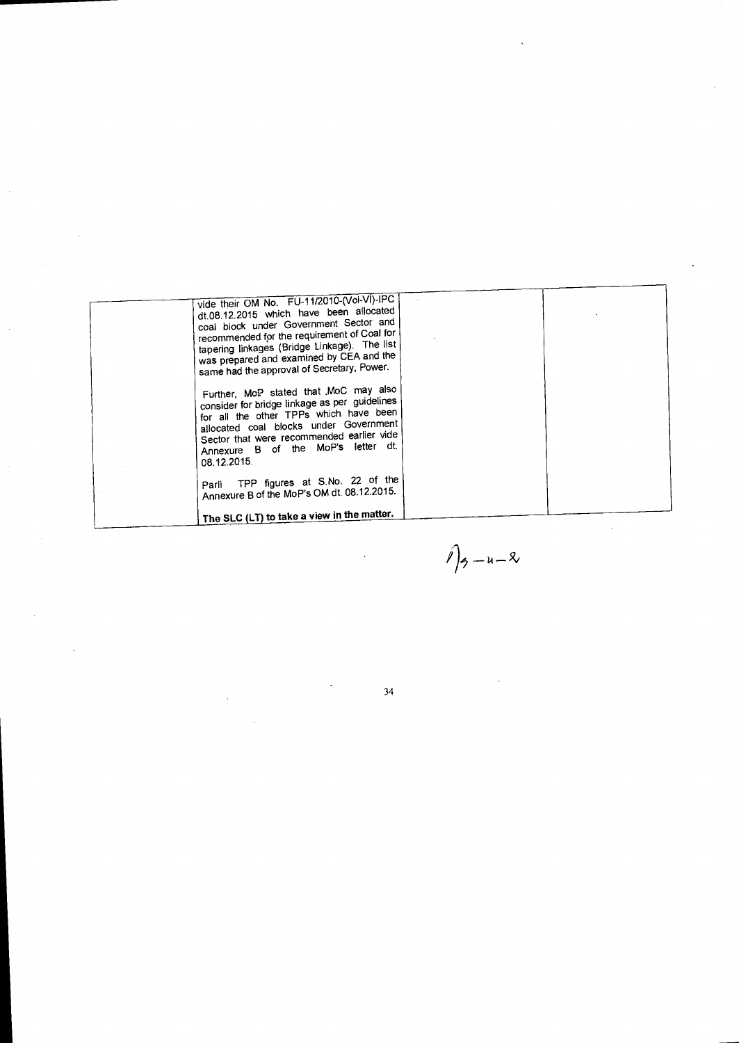|  | vide their OM No. FU-11/2010-(Vol-VI)-IPC dt.08.12.2015 which have been allocated coal block under Government Sector and recommended for the requirement of Coal for tapering linkages (Bridge Linkage). The list was prepared and examined by CEA and the same had the approval of Secretary, Power.<br><br>Further, MoP stated that MoC may also consider for bridge linkage as per guidelines for all the other TPPs which have been allocated coal blocks under Government Sector that were recommended earlier vide Annexure B of the MoP's letter dt. 08.12.2015.<br><br>Parli TPP figures at S.No. 22 of the Annexure B of the MoP's OM dt. 08.12.2015.<br><br>**The SLC (LT) to take a view in the matter.** |  |  |
|---|---|---|---|

17-4-2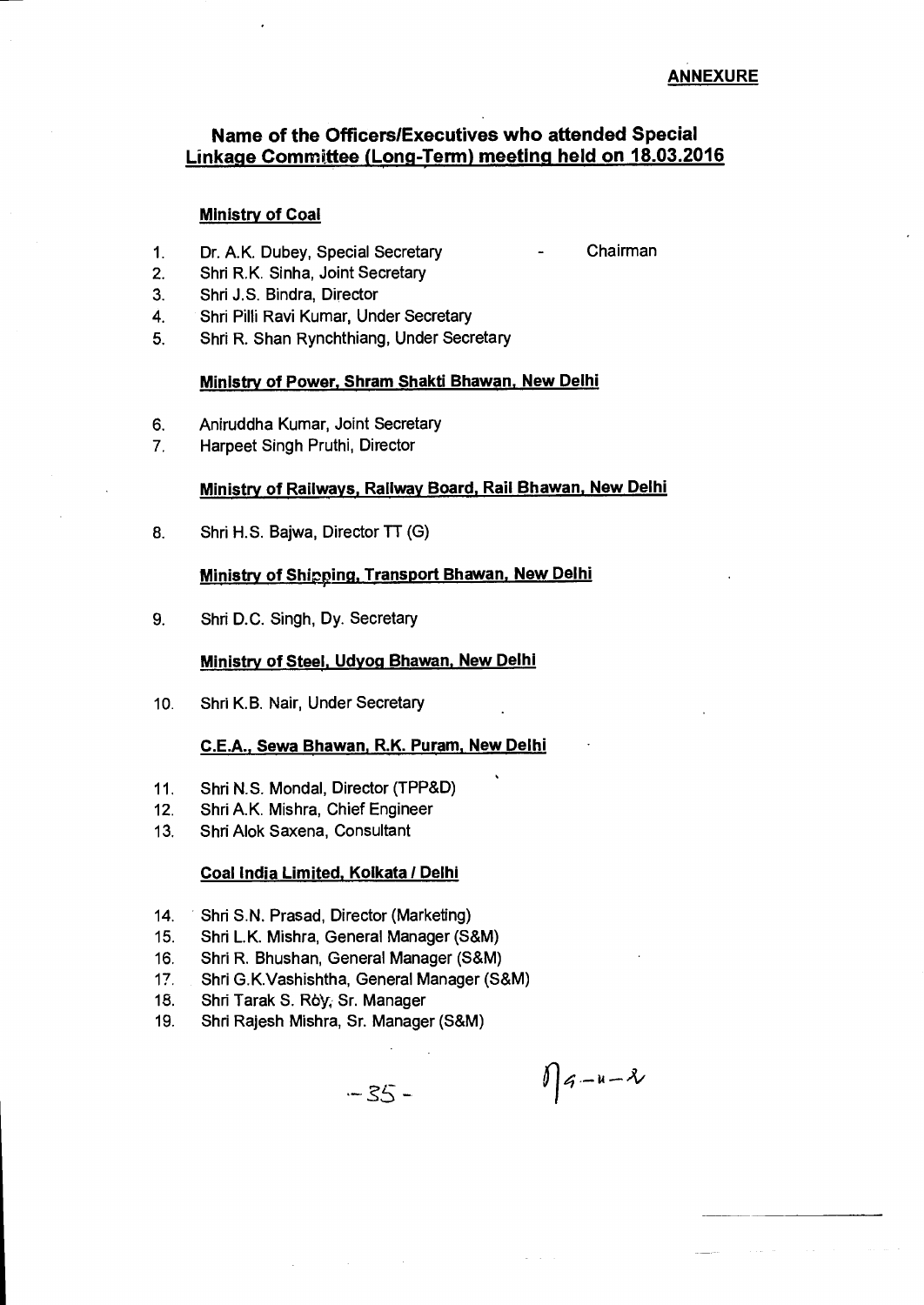**ANNEXURE**

## Name of the Officers/Executives who attended Special Linkage Committee (Long-Term) meeting held on 18.03.2016

**Ministry of Coal**

1. Dr. A.K. Dubey, Special Secretary - Chairman
2. Shri R.K. Sinha, Joint Secretary
3. Shri J.S. Bindra, Director
4. Shri Pilli Ravi Kumar, Under Secretary
5. Shri R. Shan Rynchthiang, Under Secretary

**Ministry of Power, Shram Shakti Bhawan, New Delhi**

6. Aniruddha Kumar, Joint Secretary
7. Harpeet Singh Pruthi, Director

**Ministry of Railways, Railway Board, Rail Bhawan, New Delhi**

8. Shri H.S. Bajwa, Director TT (G)

**Ministry of Shipping, Transport Bhawan, New Delhi**

9. Shri D.C. Singh, Dy. Secretary

**Ministry of Steel, Udyog Bhawan, New Delhi**

10. Shri K.B. Nair, Under Secretary

**C.E.A., Sewa Bhawan, R.K. Puram, New Delhi**

11. Shri N.S. Mondal, Director (TPP&D)
12. Shri A.K. Mishra, Chief Engineer
13. Shri Alok Saxena, Consultant

**Coal India Limited, Kolkata / Delhi**

14. Shri S.N. Prasad, Director (Marketing)
15. Shri L.K. Mishra, General Manager (S&M)
16. Shri R. Bhushan, General Manager (S&M)
17. Shri G.K.Vashishtha, General Manager (S&M)
18. Shri Tarak S. Roy, Sr. Manager
19. Shri Rajesh Mishra, Sr. Manager (S&M)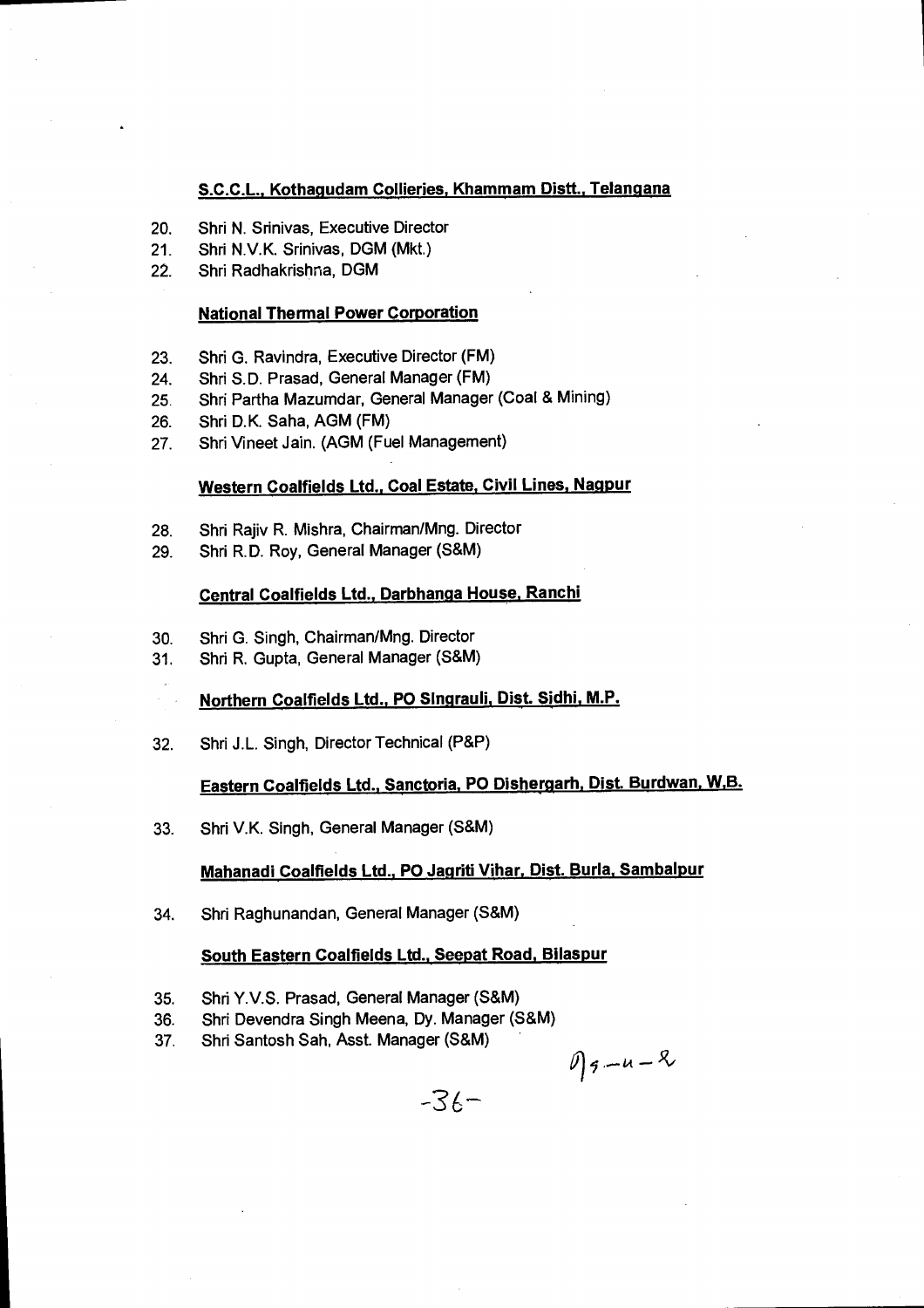**S.C.C.L., Kothagudam Collieries, Khammam Distt., Telangana**

20. Shri N. Srinivas, Executive Director
21. Shri N.V.K. Srinivas, DGM (Mkt.)
22. Shri Radhakrishna, DGM

**National Thermal Power Corporation**

23. Shri G. Ravindra, Executive Director (FM)
24. Shri S.D. Prasad, General Manager (FM)
25. Shri Partha Mazumdar, General Manager (Coal & Mining)
26. Shri D.K. Saha, AGM (FM)
27. Shri Vineet Jain. (AGM (Fuel Management)

**Western Coalfields Ltd., Coal Estate, Civil Lines, Nagpur**

28. Shri Rajiv R. Mishra, Chairman/Mng. Director
29. Shri R.D. Roy, General Manager (S&M)

**Central Coalfields Ltd., Darbhanga House, Ranchi**

30. Shri G. Singh, Chairman/Mng. Director
31. Shri R. Gupta, General Manager (S&M)

**Northern Coalfields Ltd., PO Singrauli, Dist. Sidhi, M.P.**

32. Shri J.L. Singh, Director Technical (P&P)

**Eastern Coalfields Ltd., Sanctoria, PO Dishergarh, Dist. Burdwan, W.B.**

33. Shri V.K. Singh, General Manager (S&M)

**Mahanadi Coalfields Ltd., PO Jagriti Vihar, Dist. Burla, Sambalpur**

34. Shri Raghunandan, General Manager (S&M)

**South Eastern Coalfields Ltd., Seepat Road, Bilaspur**

35. Shri Y.V.S. Prasad, General Manager (S&M)
36. Shri Devendra Singh Meena, Dy. Manager (S&M)
37. Shri Santosh Sah, Asst. Manager (S&M)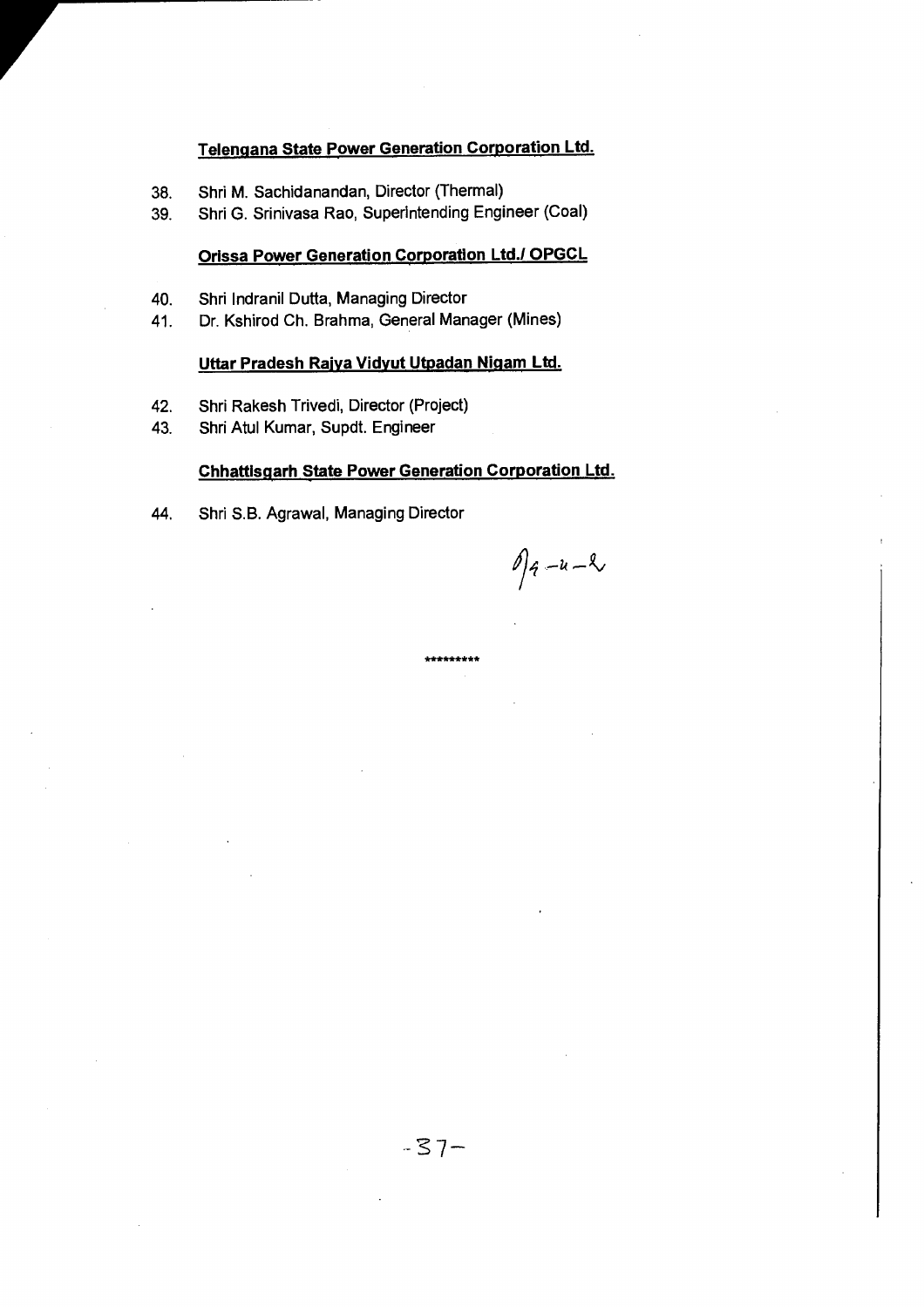**Telengana State Power Generation Corporation Ltd.**

38. Shri M. Sachidanandan, Director (Thermal)
39. Shri G. Srinivasa Rao, Superintending Engineer (Coal)

**Orissa Power Generation Corporation Ltd./ OPGCL**

40. Shri Indranil Dutta, Managing Director
41. Dr. Kshirod Ch. Brahma, General Manager (Mines)

**Uttar Pradesh Rajya Vidyut Utpadan Nigam Ltd.**

42. Shri Rakesh Trivedi, Director (Project)
43. Shri Atul Kumar, Supdt. Engineer

**Chhattisgarh State Power Generation Corporation Ltd.**

44. Shri S.B. Agrawal, Managing Director

*********